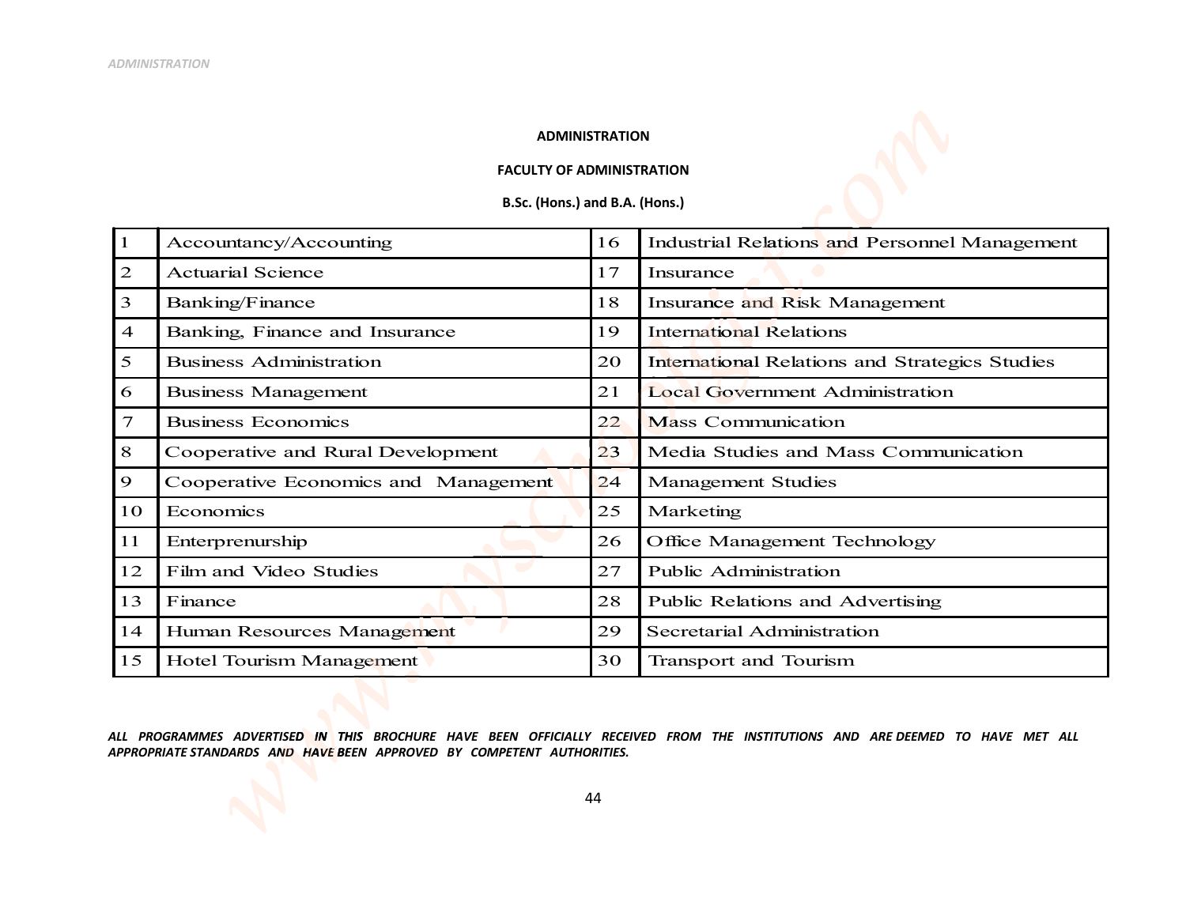## ADMINISTRATION

### FACULTY OF ADMINISTRATION

**B.Sc. (Hons.) and B.A. (Hons.)**

| | | | |
|---|---|---|---|
| 1 | Accountancy/Accounting | 16 | Industrial Relations and Personnel Management |
| 2 | Actuarial Science | 17 | Insurance |
| 3 | Banking/Finance | 18 | Insurance and Risk Management |
| 4 | Banking, Finance and Insurance | 19 | International Relations |
| 5 | Business Administration | 20 | International Relations and Strategics Studies |
| 6 | Business Management | 21 | Local Government Administration |
| 7 | Business Economics | 22 | Mass Communication |
| 8 | Cooperative and Rural Development | 23 | Media Studies and Mass Communication |
| 9 | Cooperative Economics and Management | 24 | Management Studies |
| 10 | Economics | 25 | Marketing |
| 11 | Enterprenurship | 26 | Office Management Technology |
| 12 | Film and Video Studies | 27 | Public Administration |
| 13 | Finance | 28 | Public Relations and Advertising |
| 14 | Human Resources Management | 29 | Secretarial Administration |
| 15 | Hotel Tourism Management | 30 | Transport and Tourism |

***ALL PROGRAMMES ADVERTISED IN THIS BROCHURE HAVE BEEN OFFICIALLY RECEIVED FROM THE INSTITUTIONS AND ARE DEEMED TO HAVE MET ALL APPROPRIATE STANDARDS AND HAVE BEEN APPROVED BY COMPETENT AUTHORITIES.***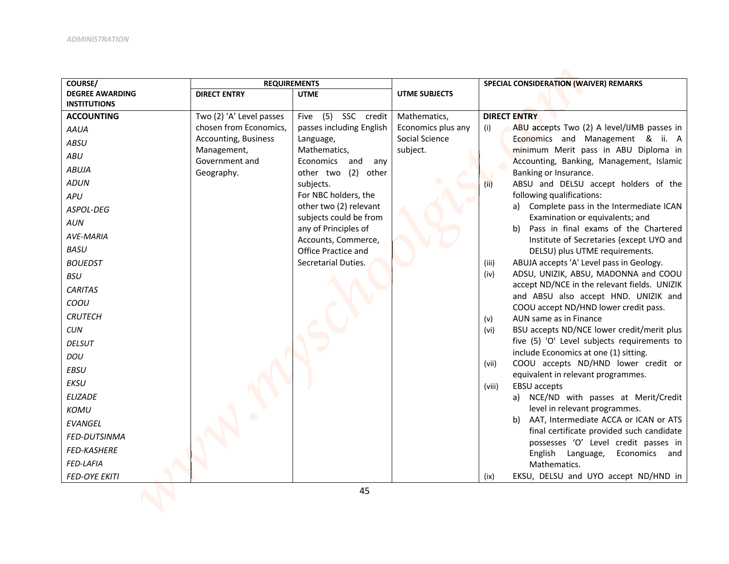| COURSE/ DEGREE AWARDING INSTITUTIONS | REQUIREMENTS | | UTME SUBJECTS | SPECIAL CONSIDERATION (WAIVER) REMARKS |
|---|---|---|---|---|
| | DIRECT ENTRY | UTME | | |
| **ACCOUNTING**<br>*AAUA*<br>*ABSU*<br>*ABU*<br>*ABUJA*<br>*ADUN*<br>*APU*<br>*ASPOL-DEG*<br>*AUN*<br>*AVE-MARIA*<br>*BASU*<br>*BOUEDST*<br>*BSU*<br>*CARITAS*<br>*COOU*<br>*CRUTECH*<br>*CUN*<br>*DELSUT*<br>*DOU*<br>*EBSU*<br>*EKSU*<br>*ELIZADE*<br>*KOMU*<br>*EVANGEL*<br>*FED-DUTSINMA*<br>*FED-KASHERE*<br>*FED-LAFIA*<br>*FED-OYE EKITI* | Two (2) 'A' Level passes chosen from Economics, Accounting, Business Management, Government and Geography. | Five (5) SSC credit passes including English Language, Mathematics, Economics and any other two (2) other subjects.<br>For NBC holders, the other two (2) relevant subjects could be from any of Principles of Accounts, Commerce, Office Practice and Secretarial Duties. | Mathematics, Economics plus any Social Science subject. | **DIRECT ENTRY**<br>(i) ABU accepts Two (2) A level/IJMB passes in Economics and Management & ii. A minimum Merit pass in ABU Diploma in Accounting, Banking, Management, Islamic Banking or Insurance.<br>(ii) ABSU and DELSU accept holders of the following qualifications:<br>a) Complete pass in the Intermediate ICAN Examination or equivalents; and<br>b) Pass in final exams of the Chartered Institute of Secretaries (except UYO and DELSU) plus UTME requirements.<br>(iii) ABUJA accepts 'A' Level pass in Geology.<br>(iv) ADSU, UNIZIK, ABSU, MADONNA and COOU accept ND/NCE in the relevant fields. UNIZIK and ABSU also accept HND. UNIZIK and COOU accept ND/HND lower credit pass.<br>(v) AUN same as in Finance<br>(vi) BSU accepts ND/NCE lower credit/merit plus five (5) 'O' Level subjects requirements to include Economics at one (1) sitting.<br>(vii) COOU accepts ND/HND lower credit or equivalent in relevant programmes.<br>(viii) EBSU accepts<br>a) NCE/ND with passes at Merit/Credit level in relevant programmes.<br>b) AAT, Intermediate ACCA or ICAN or ATS final certificate provided such candidate possesses 'O' Level credit passes in English Language, Economics and Mathematics.<br>(ix) EKSU, DELSU and UYO accept ND/HND in |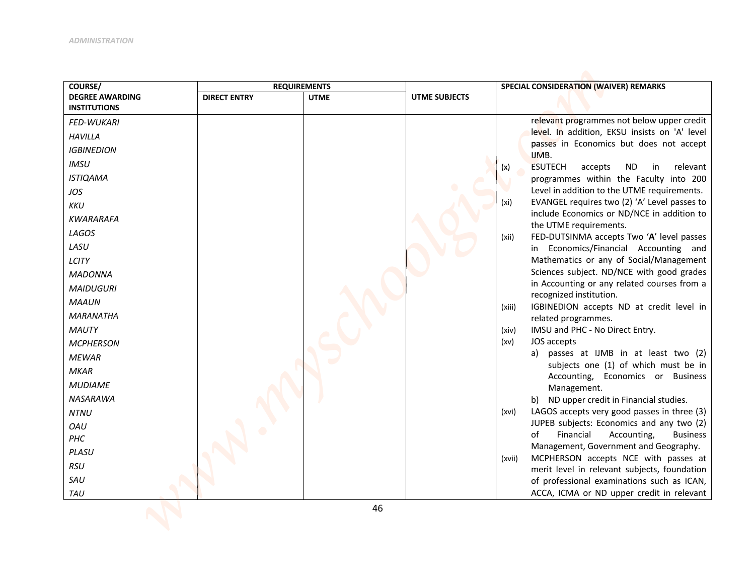| COURSE/ DEGREE AWARDING INSTITUTIONS | REQUIREMENTS | | UTME SUBJECTS | SPECIAL CONSIDERATION (WAIVER) REMARKS |
|---|---|---|---|---|
| | DIRECT ENTRY | UTME | | |
| *FED-WUKARI*<br>*HAVILLA*<br>*IGBINEDION*<br>*IMSU*<br>*ISTIQAMA*<br>*JOS*<br>*KKU*<br>*KWARARAFA*<br>*LAGOS*<br>*LASU*<br>*LCITY*<br>*MADONNA*<br>*MAIDUGURI*<br>*MAAUN*<br>*MARANATHA*<br>*MAUTY*<br>*MCPHERSON*<br>*MEWAR*<br>*MKAR*<br>*MUDIAME*<br>*NASARAWA*<br>*NTNU*<br>*OAU*<br>*PHC*<br>*PLASU*<br>*RSU*<br>*SAU*<br>*TAU* | | | | relevant programmes not below upper credit level. In addition, EKSU insists on 'A' level passes in Economics but does not accept IJMB.<br>(x) ESUTECH accepts ND in relevant programmes within the Faculty into 200 Level in addition to the UTME requirements.<br>(xi) EVANGEL requires two (2) 'A' Level passes to include Economics or ND/NCE in addition to the UTME requirements.<br>(xii) FED-DUTSINMA accepts Two '**A**' level passes in Economics/Financial Accounting and Mathematics or any of Social/Management Sciences subject. ND/NCE with good grades in Accounting or any related courses from a recognized institution.<br>(xiii) IGBINEDION accepts ND at credit level in related programmes.<br>(xiv) IMSU and PHC - No Direct Entry.<br>(xv) JOS accepts<br>a) passes at IJMB in at least two (2) subjects one (1) of which must be in Accounting, Economics or Business Management.<br>b) ND upper credit in Financial studies.<br>(xvi) LAGOS accepts very good passes in three (3) JUPEB subjects: Economics and any two (2) of Financial Accounting, Business Management, Government and Geography.<br>(xvii) MCPHERSON accepts NCE with passes at merit level in relevant subjects, foundation of professional examinations such as ICAN, ACCA, ICMA or ND upper credit in relevant |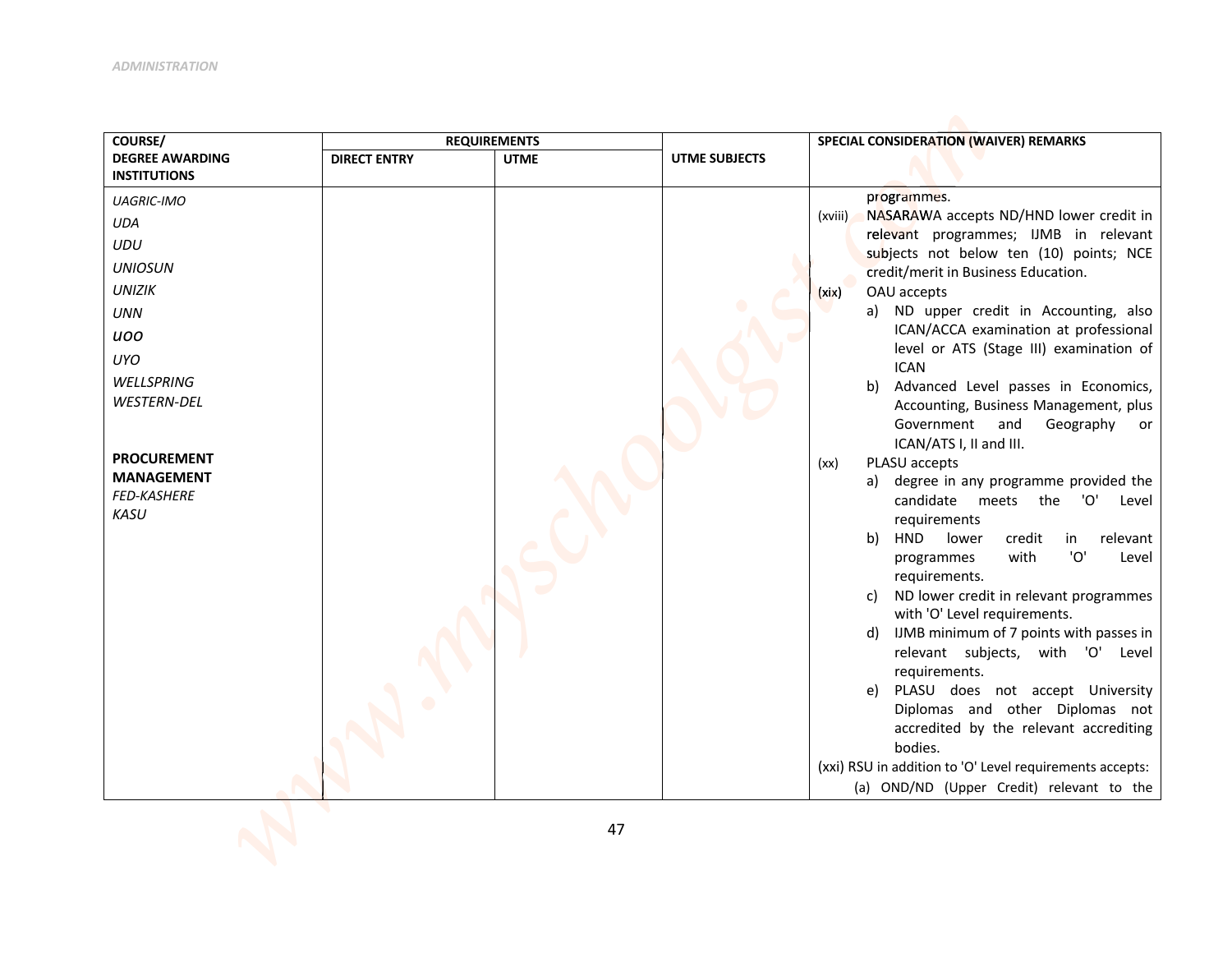| COURSE/ DEGREE AWARDING INSTITUTIONS | REQUIREMENTS | | UTME SUBJECTS | SPECIAL CONSIDERATION (WAIVER) REMARKS |
|---|---|---|---|---|
| | DIRECT ENTRY | UTME | | |
| *UAGRIC-IMO*<br>*UDA*<br>*UDU*<br>*UNIOSUN*<br>*UNIZIK*<br>*UNN*<br>*UOO*<br>*UYO*<br>*WELLSPRING*<br>*WESTERN-DEL*<br><br>**PROCUREMENT MANAGEMENT**<br>*FED-KASHERE*<br>*KASU* | | | | programmes.<br>(xviii) NASARAWA accepts ND/HND lower credit in relevant programmes; IJMB in relevant subjects not below ten (10) points; NCE credit/merit in Business Education.<br>(xix) OAU accepts<br>a) ND upper credit in Accounting, also ICAN/ACCA examination at professional level or ATS (Stage III) examination of ICAN<br>b) Advanced Level passes in Economics, Accounting, Business Management, plus Government and Geography or ICAN/ATS I, II and III.<br>(xx) PLASU accepts<br>a) degree in any programme provided the candidate meets the 'O' Level requirements<br>b) HND lower credit in relevant programmes with 'O' Level requirements.<br>c) ND lower credit in relevant programmes with 'O' Level requirements.<br>d) IJMB minimum of 7 points with passes in relevant subjects, with 'O' Level requirements.<br>e) PLASU does not accept University Diplomas and other Diplomas not accredited by the relevant accrediting bodies.<br>(xxi) RSU in addition to 'O' Level requirements accepts:<br>(a) OND/ND (Upper Credit) relevant to the |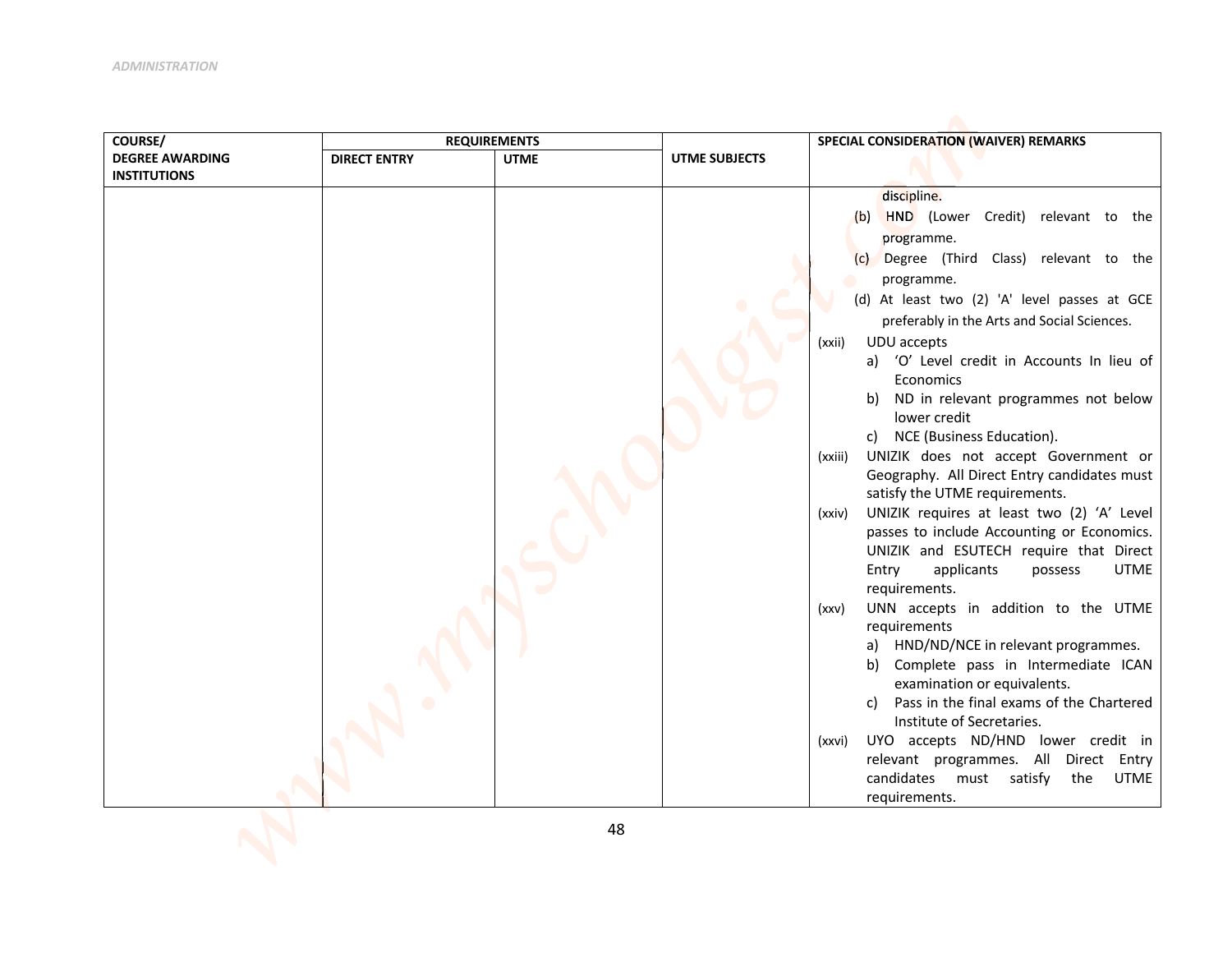| COURSE/ DEGREE AWARDING INSTITUTIONS | REQUIREMENTS | | UTME SUBJECTS | SPECIAL CONSIDERATION (WAIVER) REMARKS |
|---|---|---|---|---|
| | DIRECT ENTRY | UTME | | |
| | | | | discipline.<br>(b) HND (Lower Credit) relevant to the programme.<br>(c) Degree (Third Class) relevant to the programme.<br>(d) At least two (2) 'A' level passes at GCE preferably in the Arts and Social Sciences.<br>(xxii) UDU accepts<br>a) 'O' Level credit in Accounts In lieu of Economics<br>b) ND in relevant programmes not below lower credit<br>c) NCE (Business Education).<br>(xxiii) UNIZIK does not accept Government or Geography. All Direct Entry candidates must satisfy the UTME requirements.<br>(xxiv) UNIZIK requires at least two (2) 'A' Level passes to include Accounting or Economics. UNIZIK and ESUTECH require that Direct Entry applicants possess UTME requirements.<br>(xxv) UNN accepts in addition to the UTME requirements<br>a) HND/ND/NCE in relevant programmes.<br>b) Complete pass in Intermediate ICAN examination or equivalents.<br>c) Pass in the final exams of the Chartered Institute of Secretaries.<br>(xxvi) UYO accepts ND/HND lower credit in relevant programmes. All Direct Entry candidates must satisfy the UTME requirements. |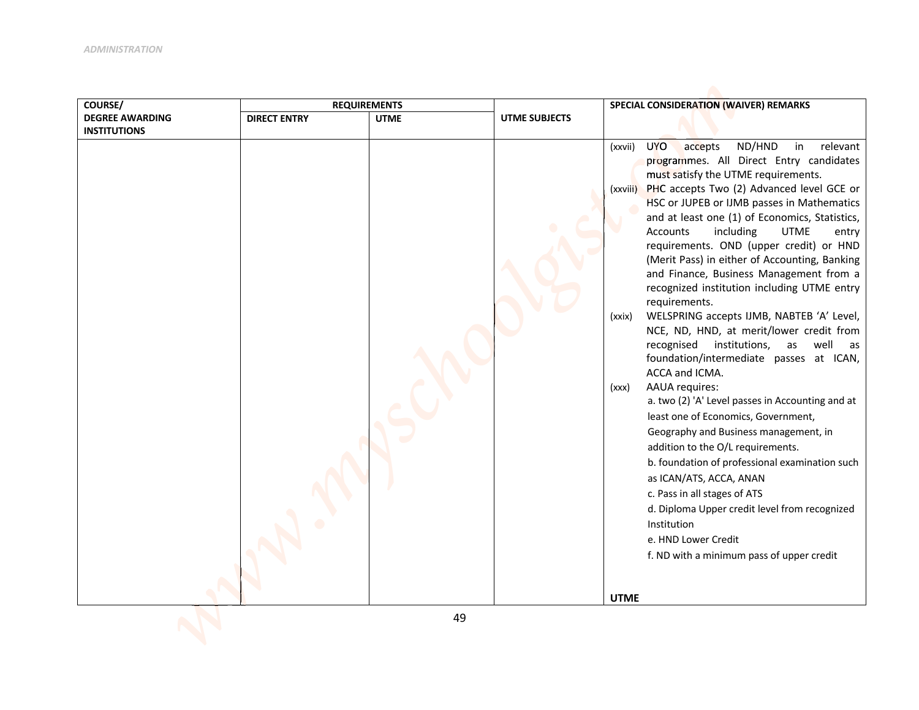| COURSE/ DEGREE AWARDING INSTITUTIONS | REQUIREMENTS | | UTME SUBJECTS | SPECIAL CONSIDERATION (WAIVER) REMARKS |
|---|---|---|---|---|
| | DIRECT ENTRY | UTME | | |
| | | | | (xxvii) UYO accepts ND/HND in relevant programmes. All Direct Entry candidates must satisfy the UTME requirements.<br>(xxviii) PHC accepts Two (2) Advanced level GCE or HSC or JUPEB or IJMB passes in Mathematics and at least one (1) of Economics, Statistics, Accounts including UTME entry requirements. OND (upper credit) or HND (Merit Pass) in either of Accounting, Banking and Finance, Business Management from a recognized institution including UTME entry requirements.<br>(xxix) WELSPRING accepts IJMB, NABTEB 'A' Level, NCE, ND, HND, at merit/lower credit from recognised institutions, as well as foundation/intermediate passes at ICAN, ACCA and ICMA.<br>(xxx) AAUA requires:<br>a. two (2) 'A' Level passes in Accounting and at least one of Economics, Government, Geography and Business management, in addition to the O/L requirements.<br>b. foundation of professional examination such as ICAN/ATS, ACCA, ANAN<br>c. Pass in all stages of ATS<br>d. Diploma Upper credit level from recognized Institution<br>e. HND Lower Credit<br>f. ND with a minimum pass of upper credit<br><br>**UTME** |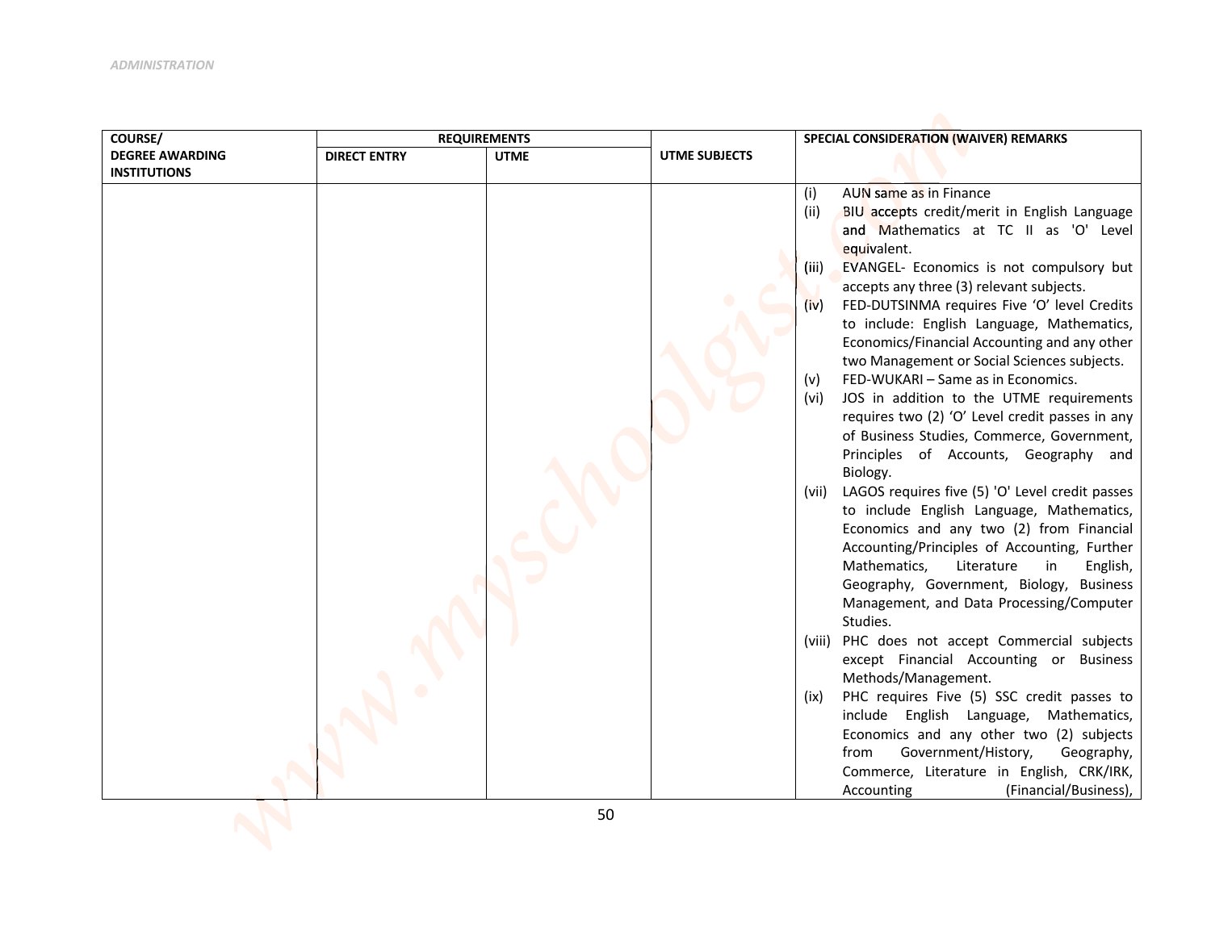| COURSE/ DEGREE AWARDING INSTITUTIONS | REQUIREMENTS | | UTME SUBJECTS | SPECIAL CONSIDERATION (WAIVER) REMARKS |
|---|---|---|---|---|
| | DIRECT ENTRY | UTME | | |
| | | | | (i) AUN same as in Finance<br>(ii) BIU accepts credit/merit in English Language and Mathematics at TC II as 'O' Level equivalent.<br>(iii) EVANGEL- Economics is not compulsory but accepts any three (3) relevant subjects.<br>(iv) FED-DUTSINMA requires Five 'O' level Credits to include: English Language, Mathematics, Economics/Financial Accounting and any other two Management or Social Sciences subjects.<br>(v) FED-WUKARI – Same as in Economics.<br>(vi) JOS in addition to the UTME requirements requires two (2) 'O' Level credit passes in any of Business Studies, Commerce, Government, Principles of Accounts, Geography and Biology.<br>(vii) LAGOS requires five (5) 'O' Level credit passes to include English Language, Mathematics, Economics and any two (2) from Financial Accounting/Principles of Accounting, Further Mathematics, Literature in English, Geography, Government, Biology, Business Management, and Data Processing/Computer Studies.<br>(viii) PHC does not accept Commercial subjects except Financial Accounting or Business Methods/Management.<br>(ix) PHC requires Five (5) SSC credit passes to include English Language, Mathematics, Economics and any other two (2) subjects from Government/History, Geography, Commerce, Literature in English, CRK/IRK, Accounting (Financial/Business), |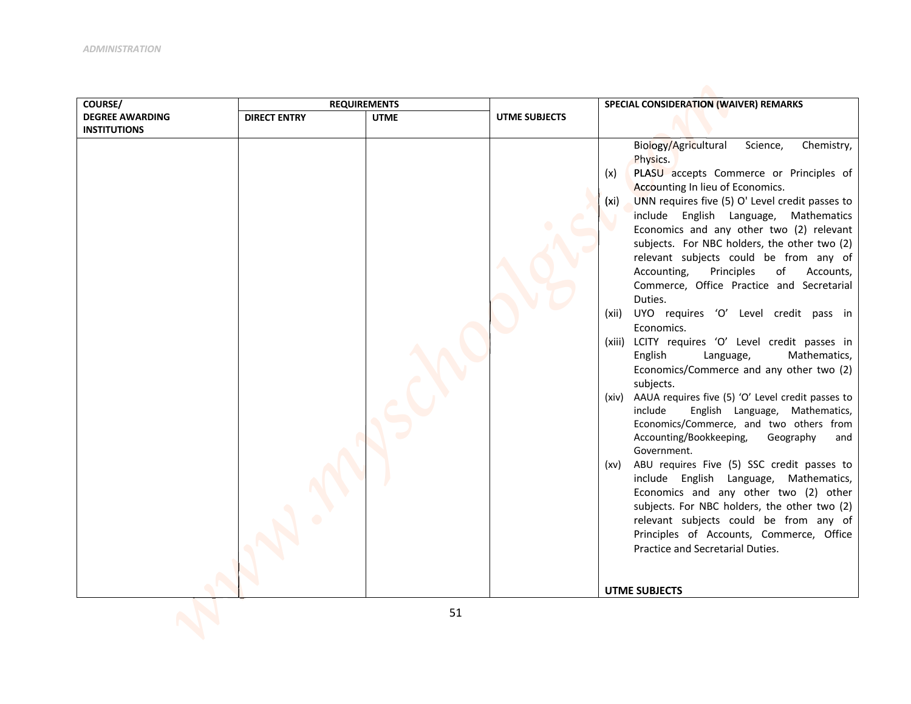| COURSE/ DEGREE AWARDING INSTITUTIONS | REQUIREMENTS | | UTME SUBJECTS | SPECIAL CONSIDERATION (WAIVER) REMARKS |
|---|---|---|---|---|
| | DIRECT ENTRY | UTME | | |
| | | | | Biology/Agricultural Science, Chemistry, Physics.<br>(x) PLASU accepts Commerce or Principles of Accounting In lieu of Economics.<br>(xi) UNN requires five (5) O' Level credit passes to include English Language, Mathematics Economics and any other two (2) relevant subjects. For NBC holders, the other two (2) relevant subjects could be from any of Accounting, Principles of Accounts, Commerce, Office Practice and Secretarial Duties.<br>(xii) UYO requires 'O' Level credit pass in Economics.<br>(xiii) LCITY requires 'O' Level credit passes in English Language, Mathematics, Economics/Commerce and any other two (2) subjects.<br>(xiv) AAUA requires five (5) 'O' Level credit passes to include English Language, Mathematics, Economics/Commerce, and two others from Accounting/Bookkeeping, Geography and Government.<br>(xv) ABU requires Five (5) SSC credit passes to include English Language, Mathematics, Economics and any other two (2) other subjects. For NBC holders, the other two (2) relevant subjects could be from any of Principles of Accounts, Commerce, Office Practice and Secretarial Duties.<br><br>**UTME SUBJECTS** |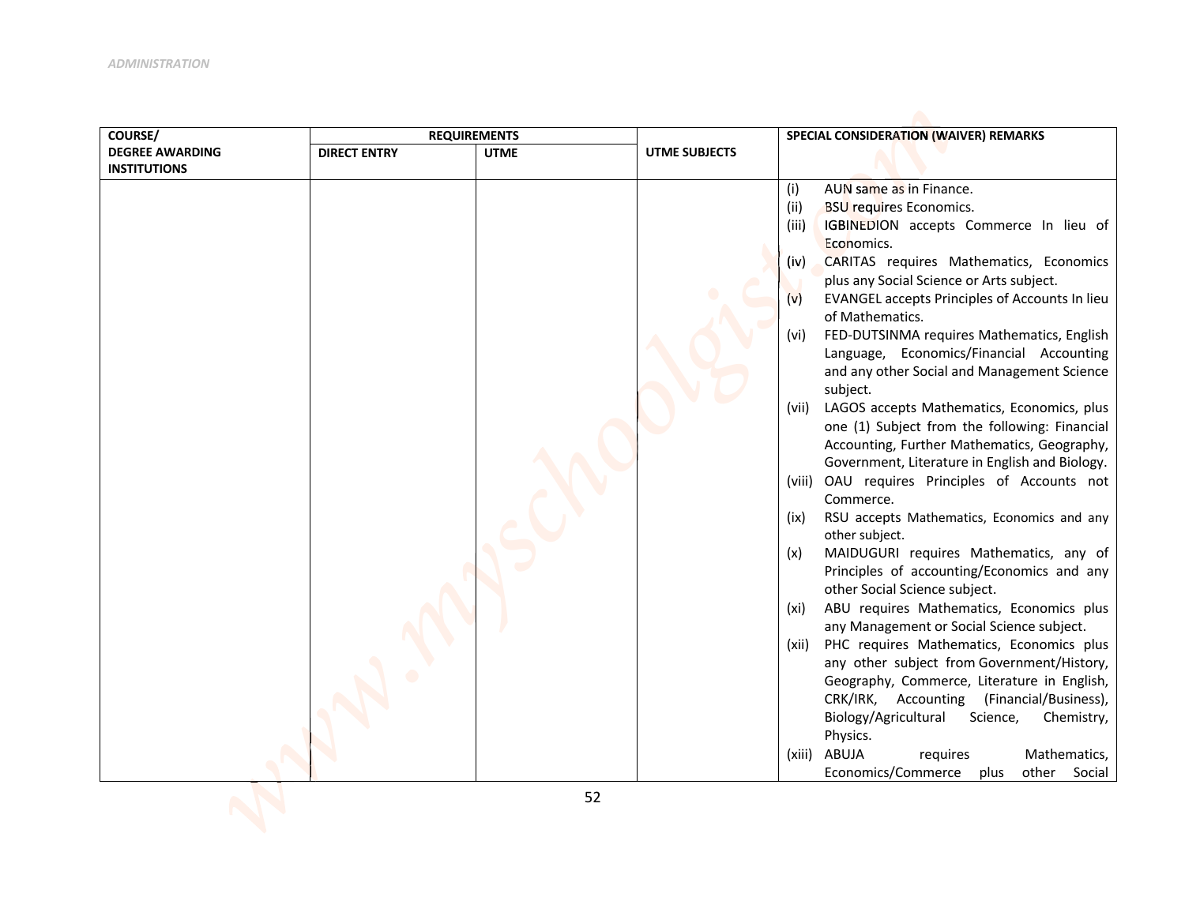| COURSE/ DEGREE AWARDING INSTITUTIONS | REQUIREMENTS | | UTME SUBJECTS | SPECIAL CONSIDERATION (WAIVER) REMARKS |
|---|---|---|---|---|
| | DIRECT ENTRY | UTME | | |
| | | | | (i) AUN same as in Finance.<br>(ii) BSU requires Economics.<br>(iii) IGBINEDION accepts Commerce In lieu of Economics.<br>(iv) CARITAS requires Mathematics, Economics plus any Social Science or Arts subject.<br>(v) EVANGEL accepts Principles of Accounts In lieu of Mathematics.<br>(vi) FED-DUTSINMA requires Mathematics, English Language, Economics/Financial Accounting and any other Social and Management Science subject.<br>(vii) LAGOS accepts Mathematics, Economics, plus one (1) Subject from the following: Financial Accounting, Further Mathematics, Geography, Government, Literature in English and Biology.<br>(viii) OAU requires Principles of Accounts not Commerce.<br>(ix) RSU accepts Mathematics, Economics and any other subject.<br>(x) MAIDUGURI requires Mathematics, any of Principles of accounting/Economics and any other Social Science subject.<br>(xi) ABU requires Mathematics, Economics plus any Management or Social Science subject.<br>(xii) PHC requires Mathematics, Economics plus any other subject from Government/History, Geography, Commerce, Literature in English, CRK/IRK, Accounting (Financial/Business), Biology/Agricultural Science, Chemistry, Physics.<br>(xiii) ABUJA requires Mathematics, Economics/Commerce plus other Social |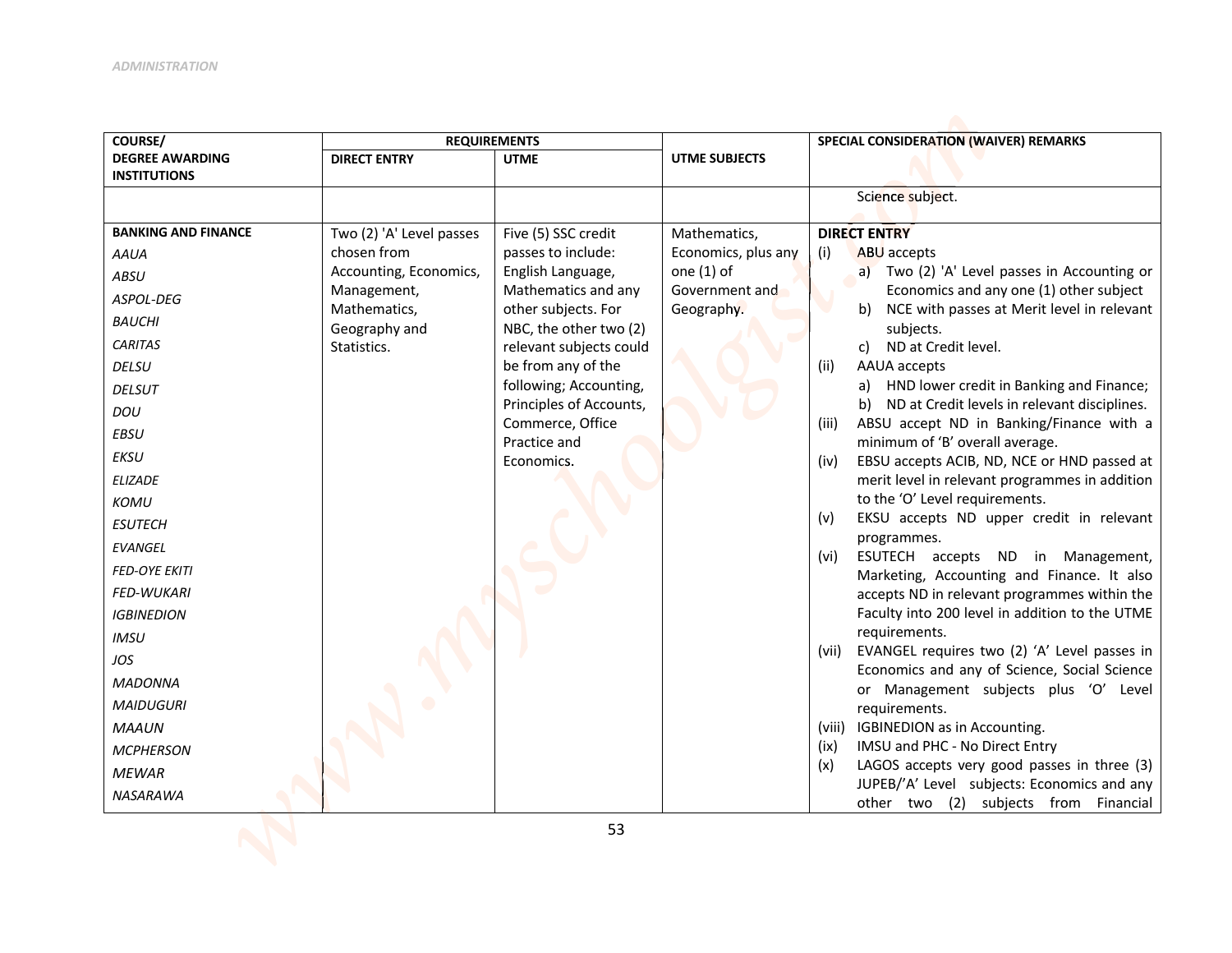| COURSE/ DEGREE AWARDING INSTITUTIONS | REQUIREMENTS | | UTME SUBJECTS | SPECIAL CONSIDERATION (WAIVER) REMARKS |
|---|---|---|---|---|
| | DIRECT ENTRY | UTME | | |
| | | | | Science subject. |
| **BANKING AND FINANCE**<br>*AAUA*<br>*ABSU*<br>*ASPOL-DEG*<br>*BAUCHI*<br>*CARITAS*<br>*DELSU*<br>*DELSUT*<br>*DOU*<br>*EBSU*<br>*EKSU*<br>*ELIZADE*<br>*KOMU*<br>*ESUTECH*<br>*EVANGEL*<br>*FED-OYE EKITI*<br>*FED-WUKARI*<br>*IGBINEDION*<br>*IMSU*<br>*JOS*<br>*MADONNA*<br>*MAIDUGURI*<br>*MAAUN*<br>*MCPHERSON*<br>*MEWAR*<br>*NASARAWA* | Two (2) 'A' Level passes chosen from Accounting, Economics, Management, Mathematics, Geography and Statistics. | Five (5) SSC credit passes to include: English Language, Mathematics and any other subjects. For NBC, the other two (2) relevant subjects could be from any of the following; Accounting, Principles of Accounts, Commerce, Office Practice and Economics. | Mathematics, Economics, plus any one (1) of Government and Geography. | **DIRECT ENTRY**<br>(i) ABU accepts<br>a) Two (2) 'A' Level passes in Accounting or Economics and any one (1) other subject<br>b) NCE with passes at Merit level in relevant subjects.<br>c) ND at Credit level.<br>(ii) AAUA accepts<br>a) HND lower credit in Banking and Finance;<br>b) ND at Credit levels in relevant disciplines.<br>(iii) ABSU accept ND in Banking/Finance with a minimum of 'B' overall average.<br>(iv) EBSU accepts ACIB, ND, NCE or HND passed at merit level in relevant programmes in addition to the 'O' Level requirements.<br>(v) EKSU accepts ND upper credit in relevant programmes.<br>(vi) ESUTECH accepts ND in Management, Marketing, Accounting and Finance. It also accepts ND in relevant programmes within the Faculty into 200 level in addition to the UTME requirements.<br>(vii) EVANGEL requires two (2) 'A' Level passes in Economics and any of Science, Social Science or Management subjects plus 'O' Level requirements.<br>(viii) IGBINEDION as in Accounting.<br>(ix) IMSU and PHC - No Direct Entry<br>(x) LAGOS accepts very good passes in three (3) JUPEB/'A' Level subjects: Economics and any other two (2) subjects from Financial |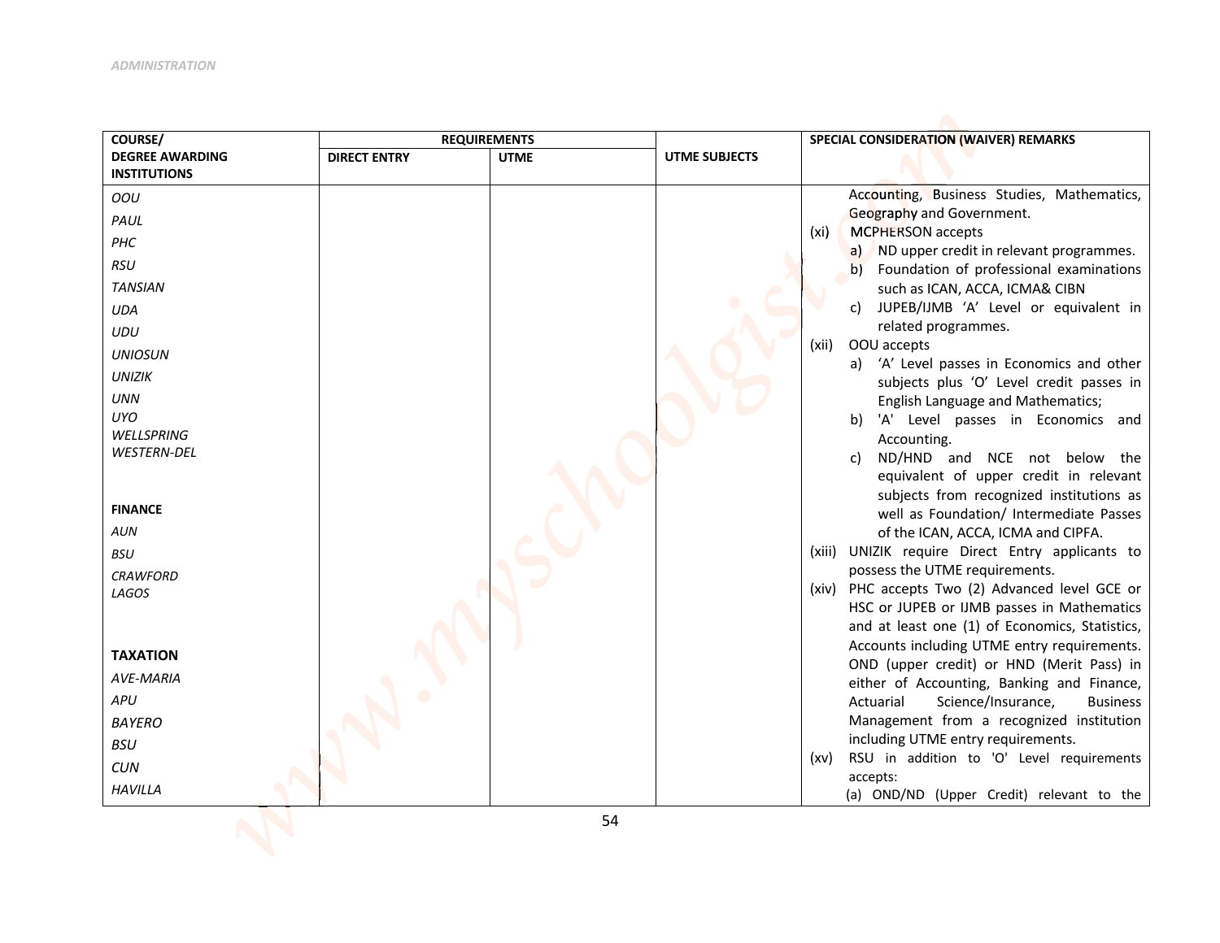| COURSE/ DEGREE AWARDING INSTITUTIONS | REQUIREMENTS | | UTME SUBJECTS | SPECIAL CONSIDERATION (WAIVER) REMARKS |
|---|---|---|---|---|
| | DIRECT ENTRY | UTME | | |
| *OOU*<br>*PAUL*<br>*PHC*<br>*RSU*<br>*TANSIAN*<br>*UDA*<br>*UDU*<br>*UNIOSUN*<br>*UNIZIK*<br>*UNN*<br>*UYO*<br>*WELLSPRING*<br>*WESTERN-DEL*<br><br>**FINANCE**<br>*AUN*<br>*BSU*<br>*CRAWFORD*<br>*LAGOS*<br><br>**TAXATION**<br>*AVE-MARIA*<br>*APU*<br>*BAYERO*<br>*BSU*<br>*CUN*<br>*HAVILLA* | | | | Accounting, Business Studies, Mathematics, Geography and Government.<br>(xi) MCPHERSON accepts<br>a) ND upper credit in relevant programmes.<br>b) Foundation of professional examinations such as ICAN, ACCA, ICMA& CIBN<br>c) JUPEB/IJMB 'A' Level or equivalent in related programmes.<br>(xii) OOU accepts<br>a) 'A' Level passes in Economics and other subjects plus 'O' Level credit passes in English Language and Mathematics;<br>b) 'A' Level passes in Economics and Accounting.<br>c) ND/HND and NCE not below the equivalent of upper credit in relevant subjects from recognized institutions as well as Foundation/ Intermediate Passes of the ICAN, ACCA, ICMA and CIPFA.<br>(xiii) UNIZIK require Direct Entry applicants to possess the UTME requirements.<br>(xiv) PHC accepts Two (2) Advanced level GCE or HSC or JUPEB or IJMB passes in Mathematics and at least one (1) of Economics, Statistics, Accounts including UTME entry requirements. OND (upper credit) or HND (Merit Pass) in either of Accounting, Banking and Finance, Actuarial Science/Insurance, Business Management from a recognized institution including UTME entry requirements.<br>(xv) RSU in addition to 'O' Level requirements accepts:<br>(a) OND/ND (Upper Credit) relevant to the |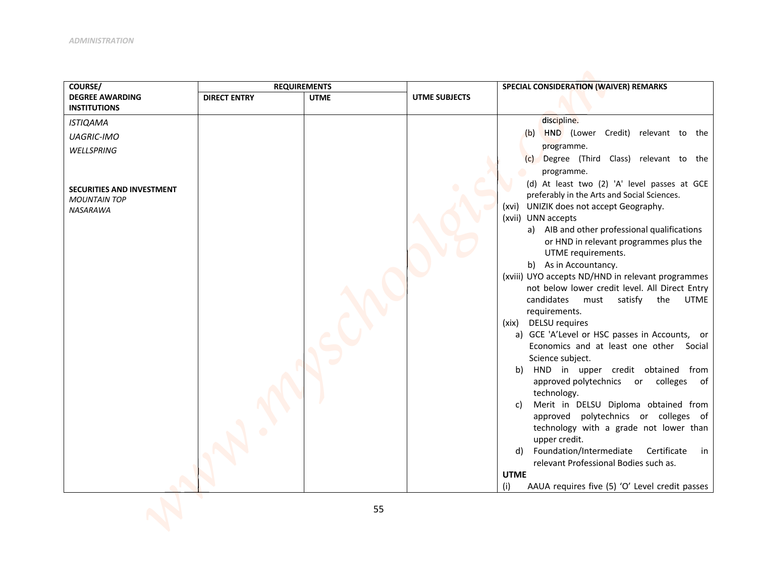| COURSE/ DEGREE AWARDING INSTITUTIONS | REQUIREMENTS | | UTME SUBJECTS | SPECIAL CONSIDERATION (WAIVER) REMARKS |
|---|---|---|---|---|
| | DIRECT ENTRY | UTME | | |
| *ISTIQAMA*<br>*UAGRIC-IMO*<br>*WELLSPRING*<br><br>**SECURITIES AND INVESTMENT**<br>*MOUNTAIN TOP*<br>*NASARAWA* | | | | discipline.<br>(b) HND (Lower Credit) relevant to the programme.<br>(c) Degree (Third Class) relevant to the programme.<br>(d) At least two (2) 'A' level passes at GCE preferably in the Arts and Social Sciences.<br>(xvi) UNIZIK does not accept Geography.<br>(xvii) UNN accepts<br>a) AIB and other professional qualifications or HND in relevant programmes plus the UTME requirements.<br>b) As in Accountancy.<br>(xviii) UYO accepts ND/HND in relevant programmes not below lower credit level. All Direct Entry candidates must satisfy the UTME requirements.<br>(xix) DELSU requires<br>a) GCE 'A'Level or HSC passes in Accounts, or Economics and at least one other Social Science subject.<br>b) HND in upper credit obtained from approved polytechnics or colleges of technology.<br>c) Merit in DELSU Diploma obtained from approved polytechnics or colleges of technology with a grade not lower than upper credit.<br>d) Foundation/Intermediate Certificate in relevant Professional Bodies such as.<br>**UTME**<br>(i) AAUA requires five (5) 'O' Level credit passes |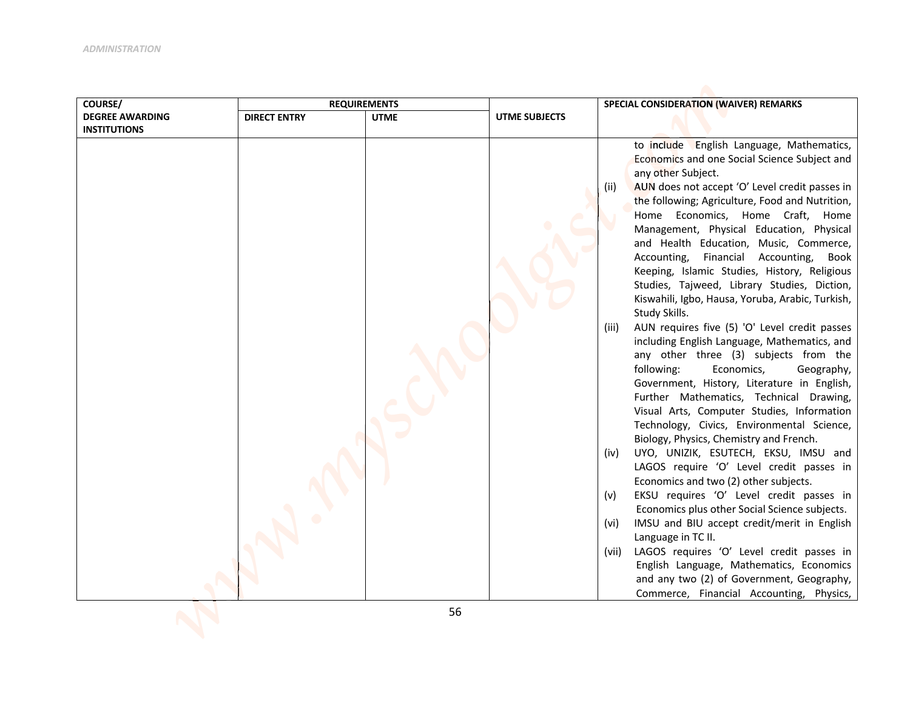| COURSE/ DEGREE AWARDING INSTITUTIONS | REQUIREMENTS | | UTME SUBJECTS | SPECIAL CONSIDERATION (WAIVER) REMARKS |
|---|---|---|---|---|
| | DIRECT ENTRY | UTME | | |
| | | | | to include English Language, Mathematics, Economics and one Social Science Subject and any other Subject.<br>(ii) AUN does not accept 'O' Level credit passes in the following; Agriculture, Food and Nutrition, Home Economics, Home Craft, Home Management, Physical Education, Physical and Health Education, Music, Commerce, Accounting, Financial Accounting, Book Keeping, Islamic Studies, History, Religious Studies, Tajweed, Library Studies, Diction, Kiswahili, Igbo, Hausa, Yoruba, Arabic, Turkish, Study Skills.<br>(iii) AUN requires five (5) 'O' Level credit passes including English Language, Mathematics, and any other three (3) subjects from the following: Economics, Geography, Government, History, Literature in English, Further Mathematics, Technical Drawing, Visual Arts, Computer Studies, Information Technology, Civics, Environmental Science, Biology, Physics, Chemistry and French.<br>(iv) UYO, UNIZIK, ESUTECH, EKSU, IMSU and LAGOS require 'O' Level credit passes in Economics and two (2) other subjects.<br>(v) EKSU requires 'O' Level credit passes in Economics plus other Social Science subjects.<br>(vi) IMSU and BIU accept credit/merit in English Language in TC II.<br>(vii) LAGOS requires 'O' Level credit passes in English Language, Mathematics, Economics and any two (2) of Government, Geography, Commerce, Financial Accounting, Physics, |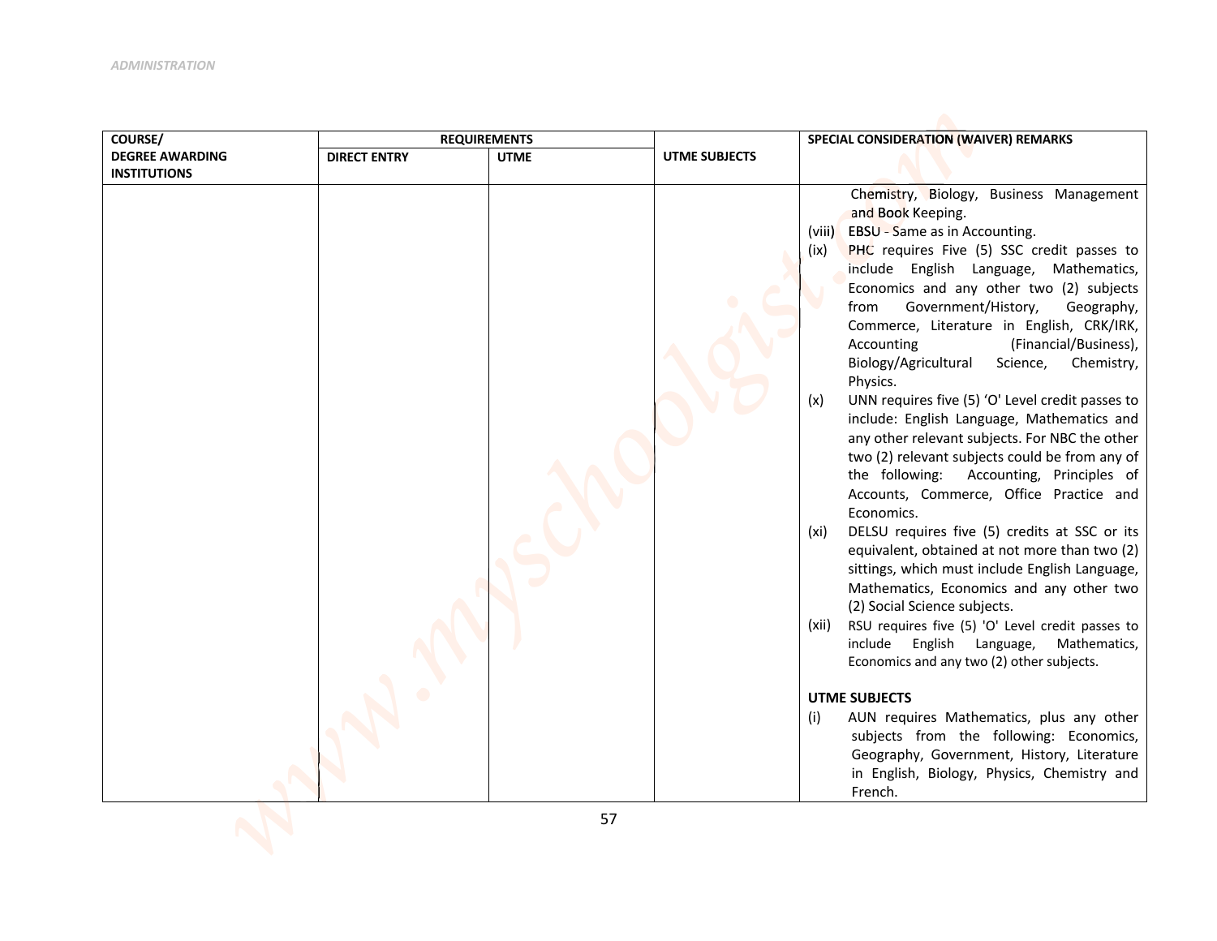| COURSE/ DEGREE AWARDING INSTITUTIONS | REQUIREMENTS | | UTME SUBJECTS | SPECIAL CONSIDERATION (WAIVER) REMARKS |
|---|---|---|---|---|
| | DIRECT ENTRY | UTME | | |
| | | | | Chemistry, Biology, Business Management and Book Keeping.<br>(viii) EBSU - Same as in Accounting.<br>(ix) PHC requires Five (5) SSC credit passes to include English Language, Mathematics, Economics and any other two (2) subjects from Government/History, Geography, Commerce, Literature in English, CRK/IRK, Accounting (Financial/Business), Biology/Agricultural Science, Chemistry, Physics.<br>(x) UNN requires five (5) 'O' Level credit passes to include: English Language, Mathematics and any other relevant subjects. For NBC the other two (2) relevant subjects could be from any of the following: Accounting, Principles of Accounts, Commerce, Office Practice and Economics.<br>(xi) DELSU requires five (5) credits at SSC or its equivalent, obtained at not more than two (2) sittings, which must include English Language, Mathematics, Economics and any other two (2) Social Science subjects.<br>(xii) RSU requires five (5) 'O' Level credit passes to include English Language, Mathematics, Economics and any two (2) other subjects.<br><br>**UTME SUBJECTS**<br>(i) AUN requires Mathematics, plus any other subjects from the following: Economics, Geography, Government, History, Literature in English, Biology, Physics, Chemistry and French. |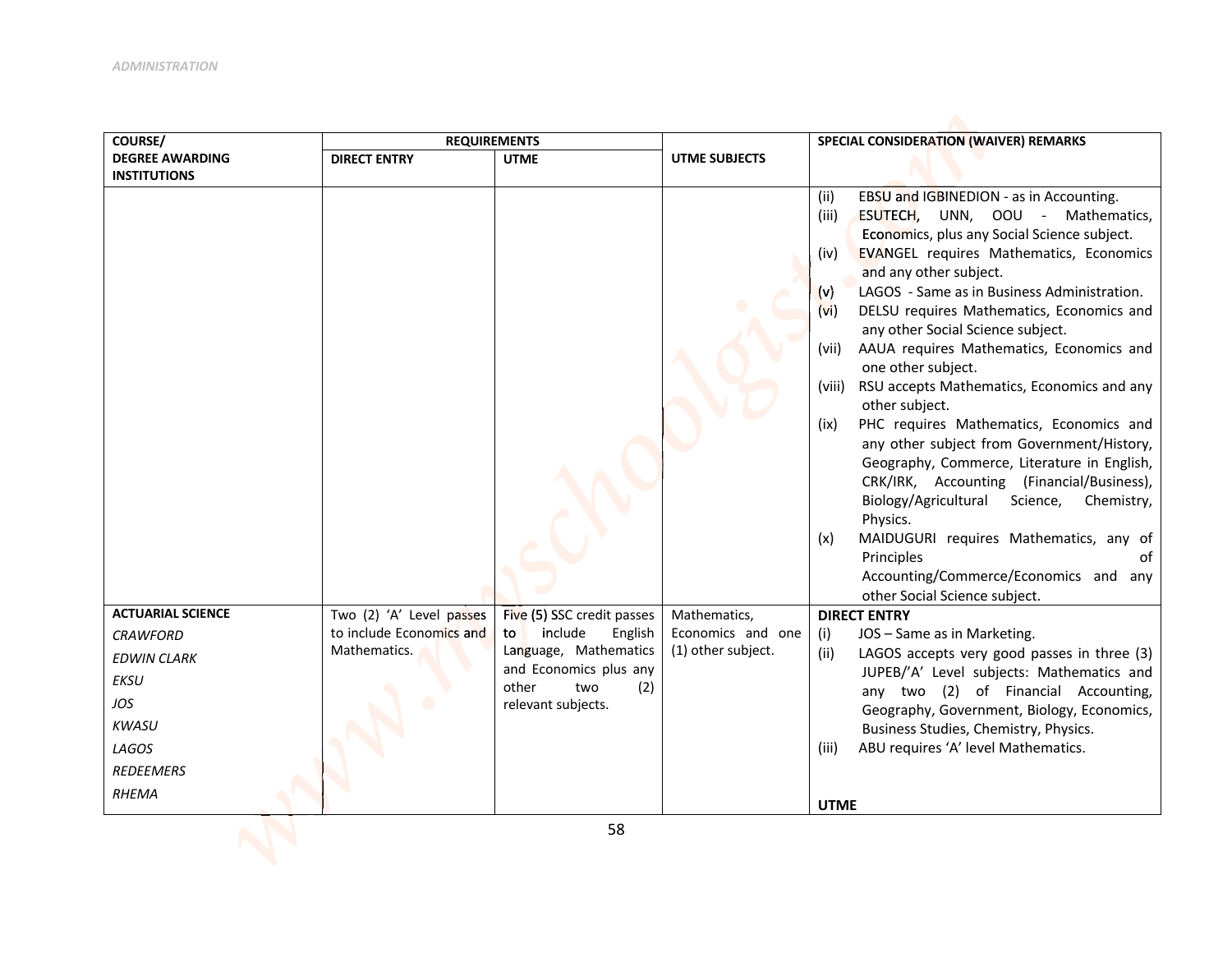| COURSE/ DEGREE AWARDING INSTITUTIONS | REQUIREMENTS | | UTME SUBJECTS | SPECIAL CONSIDERATION (WAIVER) REMARKS |
|---|---|---|---|---|
| | DIRECT ENTRY | UTME | | |
| | | | | (ii) EBSU and IGBINEDION - as in Accounting.<br>(iii) ESUTECH, UNN, OOU - Mathematics, Economics, plus any Social Science subject.<br>(iv) EVANGEL requires Mathematics, Economics and any other subject.<br>(v) LAGOS - Same as in Business Administration.<br>(vi) DELSU requires Mathematics, Economics and any other Social Science subject.<br>(vii) AAUA requires Mathematics, Economics and one other subject.<br>(viii) RSU accepts Mathematics, Economics and any other subject.<br>(ix) PHC requires Mathematics, Economics and any other subject from Government/History, Geography, Commerce, Literature in English, CRK/IRK, Accounting (Financial/Business), Biology/Agricultural Science, Chemistry, Physics.<br>(x) MAIDUGURI requires Mathematics, any of Principles of Accounting/Commerce/Economics and any other Social Science subject. |
| **ACTUARIAL SCIENCE**<br>*CRAWFORD*<br>*EDWIN CLARK*<br>*EKSU*<br>*JOS*<br>*KWASU*<br>*LAGOS*<br>*REDEEMERS*<br>*RHEMA* | Two (2) 'A' Level passes to include Economics and Mathematics. | Five (5) SSC credit passes to include English Language, Mathematics and Economics plus any other two (2) relevant subjects. | Mathematics, Economics and one (1) other subject. | **DIRECT ENTRY**<br>(i) JOS – Same as in Marketing.<br>(ii) LAGOS accepts very good passes in three (3) JUPEB/'A' Level subjects: Mathematics and any two (2) of Financial Accounting, Geography, Government, Biology, Economics, Business Studies, Chemistry, Physics.<br>(iii) ABU requires 'A' level Mathematics.<br><br>**UTME** |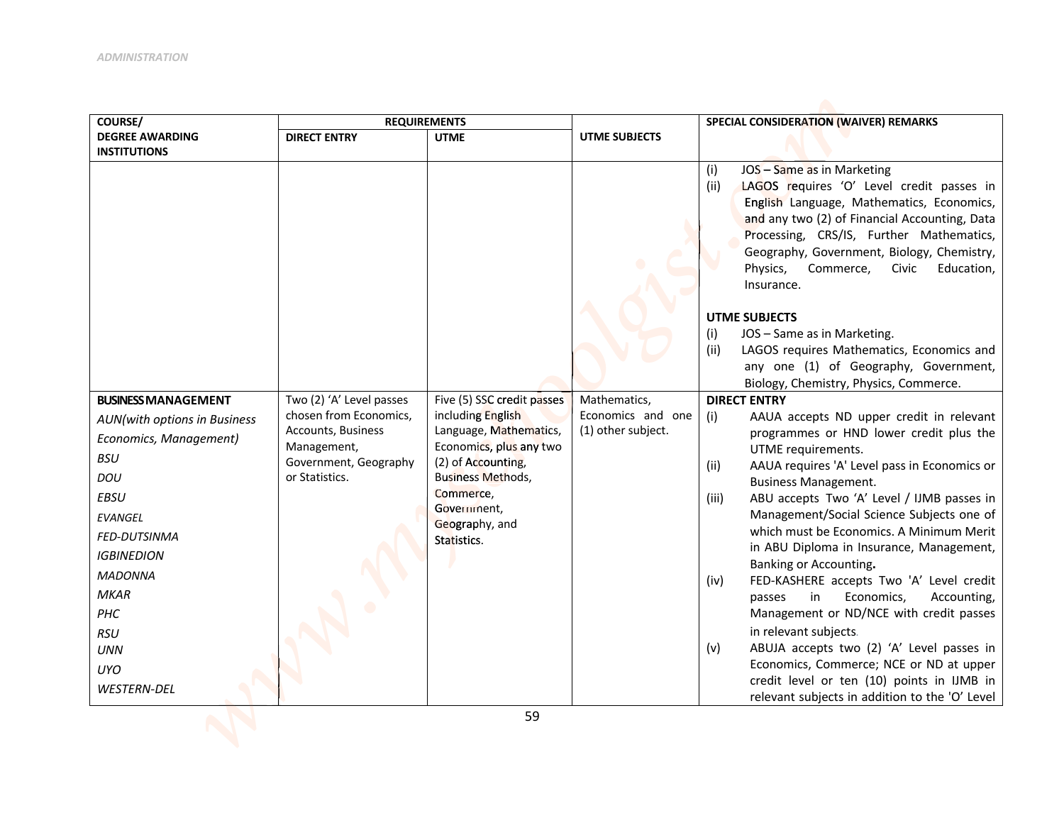| COURSE/ DEGREE AWARDING INSTITUTIONS | REQUIREMENTS | | UTME SUBJECTS | SPECIAL CONSIDERATION (WAIVER) REMARKS |
|---|---|---|---|---|
| | DIRECT ENTRY | UTME | | |
| | | | | (i) JOS – Same as in Marketing<br>(ii) LAGOS requires 'O' Level credit passes in English Language, Mathematics, Economics, and any two (2) of Financial Accounting, Data Processing, CRS/IS, Further Mathematics, Geography, Government, Biology, Chemistry, Physics, Commerce, Civic Education, Insurance.<br><br>**UTME SUBJECTS**<br>(i) JOS – Same as in Marketing.<br>(ii) LAGOS requires Mathematics, Economics and any one (1) of Geography, Government, Biology, Chemistry, Physics, Commerce. |
| **BUSINESS MANAGEMENT**<br>*AUN(with options in Business Economics, Management)*<br>*BSU*<br>*DOU*<br>*EBSU*<br>*EVANGEL*<br>*FED-DUTSINMA*<br>*IGBINEDION*<br>*MADONNA*<br>*MKAR*<br>*PHC*<br>*RSU*<br>*UNN*<br>*UYO*<br>*WESTERN-DEL* | Two (2) 'A' Level passes chosen from Economics, Accounts, Business Management, Government, Geography or Statistics. | Five (5) SSC credit passes including English Language, Mathematics, Economics, plus any two (2) of Accounting, Business Methods, Commerce, Government, Geography, and Statistics. | Mathematics, Economics and one (1) other subject. | **DIRECT ENTRY**<br>(i) AAUA accepts ND upper credit in relevant programmes or HND lower credit plus the UTME requirements.<br>(ii) AAUA requires 'A' Level pass in Economics or Business Management.<br>(iii) ABU accepts Two 'A' Level / IJMB passes in Management/Social Science Subjects one of which must be Economics. A Minimum Merit in ABU Diploma in Insurance, Management, Banking or Accounting.<br>(iv) FED-KASHERE accepts Two 'A' Level credit passes in Economics, Accounting, Management or ND/NCE with credit passes in relevant subjects.<br>(v) ABUJA accepts two (2) 'A' Level passes in Economics, Commerce; NCE or ND at upper credit level or ten (10) points in IJMB in relevant subjects in addition to the 'O' Level |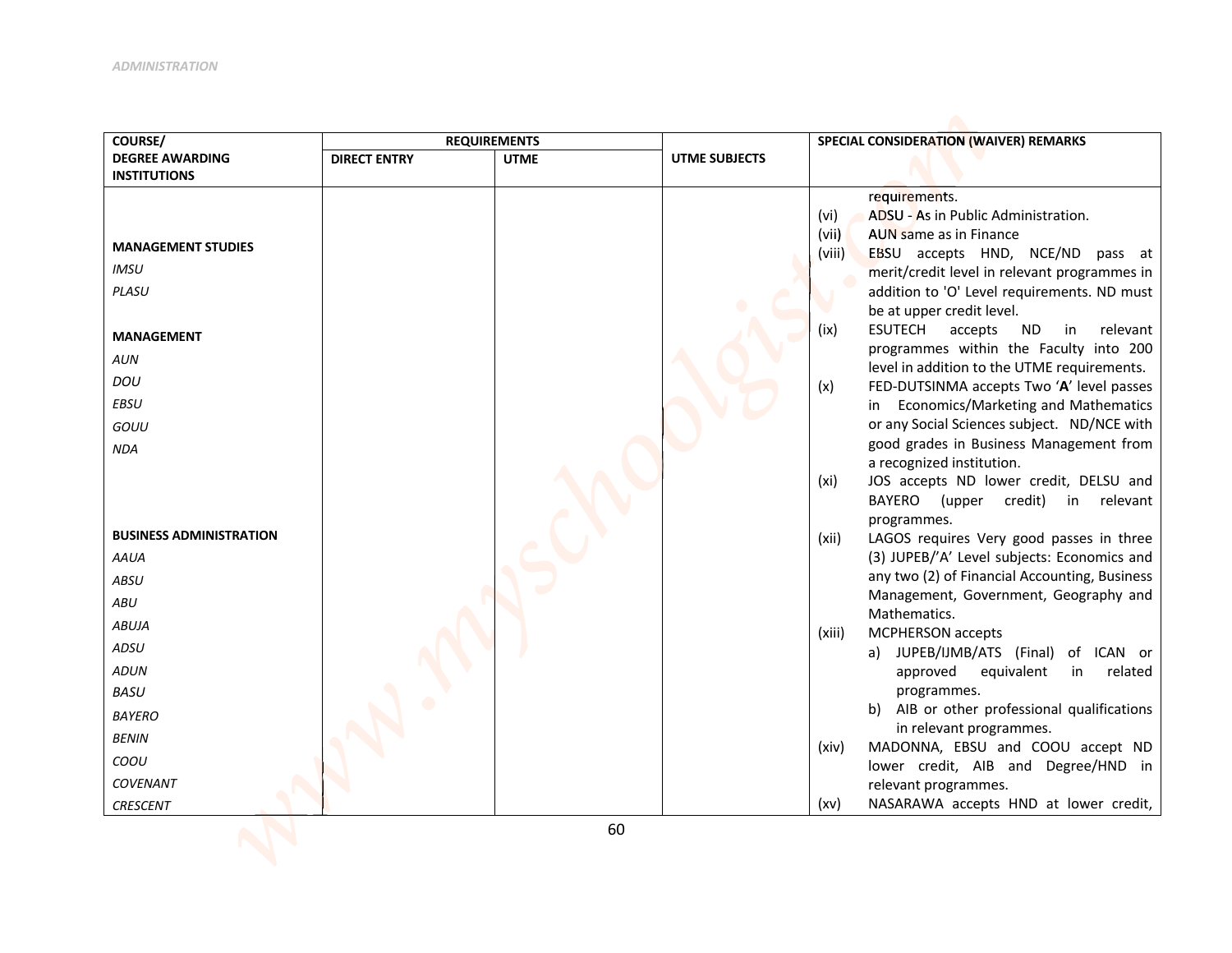| COURSE/ DEGREE AWARDING INSTITUTIONS | REQUIREMENTS | | UTME SUBJECTS | SPECIAL CONSIDERATION (WAIVER) REMARKS |
|---|---|---|---|---|
| | DIRECT ENTRY | UTME | | |
| **MANAGEMENT STUDIES**<br>*IMSU*<br>*PLASU*<br><br>**MANAGEMENT**<br>*AUN*<br>*DOU*<br>*EBSU*<br>*GOUU*<br>*NDA*<br><br>**BUSINESS ADMINISTRATION**<br>*AAUA*<br>*ABSU*<br>*ABU*<br>*ABUJA*<br>*ADSU*<br>*ADUN*<br>*BASU*<br>*BAYERO*<br>*BENIN*<br>*COOU*<br>*COVENANT*<br>*CRESCENT* | | | | requirements.<br>(vi) ADSU - As in Public Administration.<br>(vii) AUN same as in Finance<br>(viii) EBSU accepts HND, NCE/ND pass at merit/credit level in relevant programmes in addition to 'O' Level requirements. ND must be at upper credit level.<br>(ix) ESUTECH accepts ND in relevant programmes within the Faculty into 200 level in addition to the UTME requirements.<br>(x) FED-DUTSINMA accepts Two '**A**' level passes in Economics/Marketing and Mathematics or any Social Sciences subject. ND/NCE with good grades in Business Management from a recognized institution.<br>(xi) JOS accepts ND lower credit, DELSU and BAYERO (upper credit) in relevant programmes.<br>(xii) LAGOS requires Very good passes in three (3) JUPEB/'A' Level subjects: Economics and any two (2) of Financial Accounting, Business Management, Government, Geography and Mathematics.<br>(xiii) MCPHERSON accepts<br>a) JUPEB/IJMB/ATS (Final) of ICAN or approved equivalent in related programmes.<br>b) AIB or other professional qualifications in relevant programmes.<br>(xiv) MADONNA, EBSU and COOU accept ND lower credit, AIB and Degree/HND in relevant programmes.<br>(xv) NASARAWA accepts HND at lower credit, |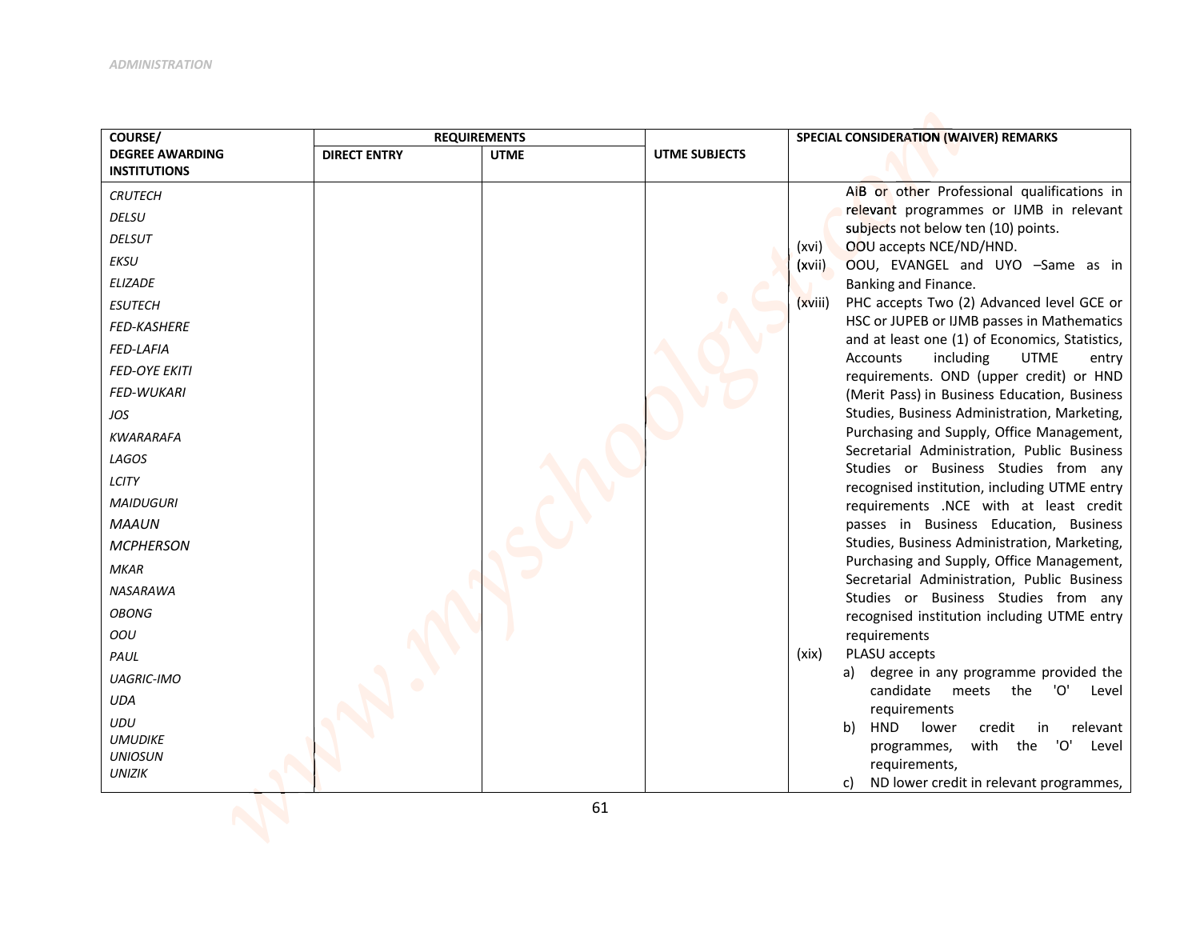| COURSE/ DEGREE AWARDING INSTITUTIONS | REQUIREMENTS | | UTME SUBJECTS | SPECIAL CONSIDERATION (WAIVER) REMARKS |
|---|---|---|---|---|
| | DIRECT ENTRY | UTME | | |
| *CRUTECH*<br>*DELSU*<br>*DELSUT*<br>*EKSU*<br>*ELIZADE*<br>*ESUTECH*<br>*FED-KASHERE*<br>*FED-LAFIA*<br>*FED-OYE EKITI*<br>*FED-WUKARI*<br>*JOS*<br>*KWARARAFA*<br>*LAGOS*<br>*LCITY*<br>*MAIDUGURI*<br>*MAAUN*<br>*MCPHERSON*<br>*MKAR*<br>*NASARAWA*<br>*OBONG*<br>*OOU*<br>*PAUL*<br>*UAGRIC-IMO*<br>*UDA*<br>*UDU*<br>*UMUDIKE*<br>*UNIOSUN*<br>*UNIZIK* | | | | AiB or other Professional qualifications in relevant programmes or IJMB in relevant subjects not below ten (10) points.<br>(xvi) OOU accepts NCE/ND/HND.<br>(xvii) OOU, EVANGEL and UYO –Same as in Banking and Finance.<br>(xviii) PHC accepts Two (2) Advanced level GCE or HSC or JUPEB or IJMB passes in Mathematics and at least one (1) of Economics, Statistics, Accounts including UTME entry requirements. OND (upper credit) or HND (Merit Pass) in Business Education, Business Studies, Business Administration, Marketing, Purchasing and Supply, Office Management, Secretarial Administration, Public Business Studies or Business Studies from any recognised institution, including UTME entry requirements .NCE with at least credit passes in Business Education, Business Studies, Business Administration, Marketing, Purchasing and Supply, Office Management, Secretarial Administration, Public Business Studies or Business Studies from any recognised institution including UTME entry requirements<br>(xix) PLASU accepts<br>a) degree in any programme provided the candidate meets the 'O' Level requirements<br>b) HND lower credit in relevant programmes, with the 'O' Level requirements,<br>c) ND lower credit in relevant programmes, |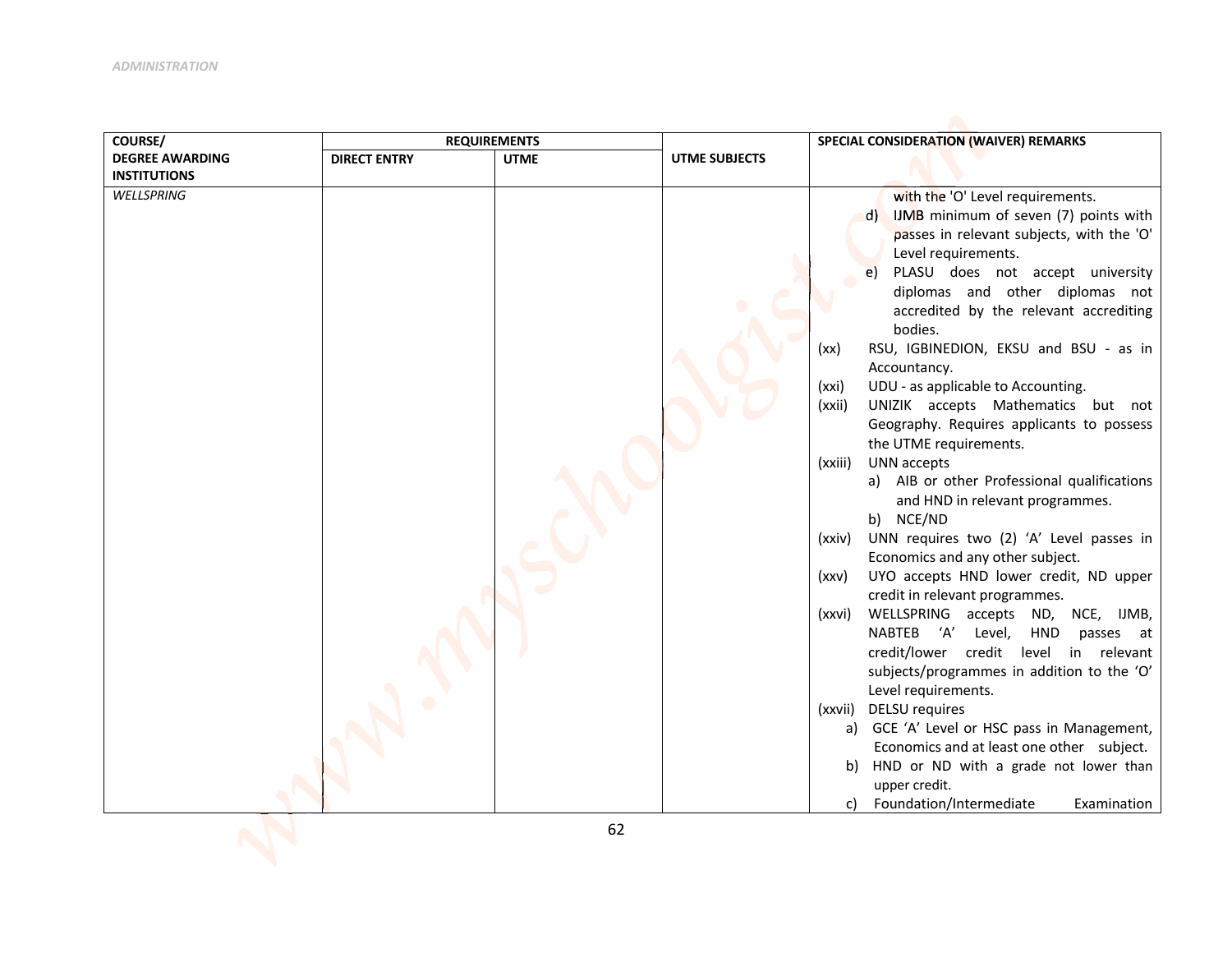| COURSE/ DEGREE AWARDING INSTITUTIONS | REQUIREMENTS | | UTME SUBJECTS | SPECIAL CONSIDERATION (WAIVER) REMARKS |
|---|---|---|---|---|
| | DIRECT ENTRY | UTME | | |
| *WELLSPRING* | | | | with the 'O' Level requirements.<br>d) IJMB minimum of seven (7) points with passes in relevant subjects, with the 'O' Level requirements.<br>e) PLASU does not accept university diplomas and other diplomas not accredited by the relevant accrediting bodies.<br>(xx) RSU, IGBINEDION, EKSU and BSU - as in Accountancy.<br>(xxi) UDU - as applicable to Accounting.<br>(xxii) UNIZIK accepts Mathematics but not Geography. Requires applicants to possess the UTME requirements.<br>(xxiii) UNN accepts<br>a) AIB or other Professional qualifications and HND in relevant programmes.<br>b) NCE/ND<br>(xxiv) UNN requires two (2) 'A' Level passes in Economics and any other subject.<br>(xxv) UYO accepts HND lower credit, ND upper credit in relevant programmes.<br>(xxvi) WELLSPRING accepts ND, NCE, IJMB, NABTEB 'A' Level, HND passes at credit/lower credit level in relevant subjects/programmes in addition to the 'O' Level requirements.<br>(xxvii) DELSU requires<br>a) GCE 'A' Level or HSC pass in Management, Economics and at least one other subject.<br>b) HND or ND with a grade not lower than upper credit.<br>c) Foundation/Intermediate Examination |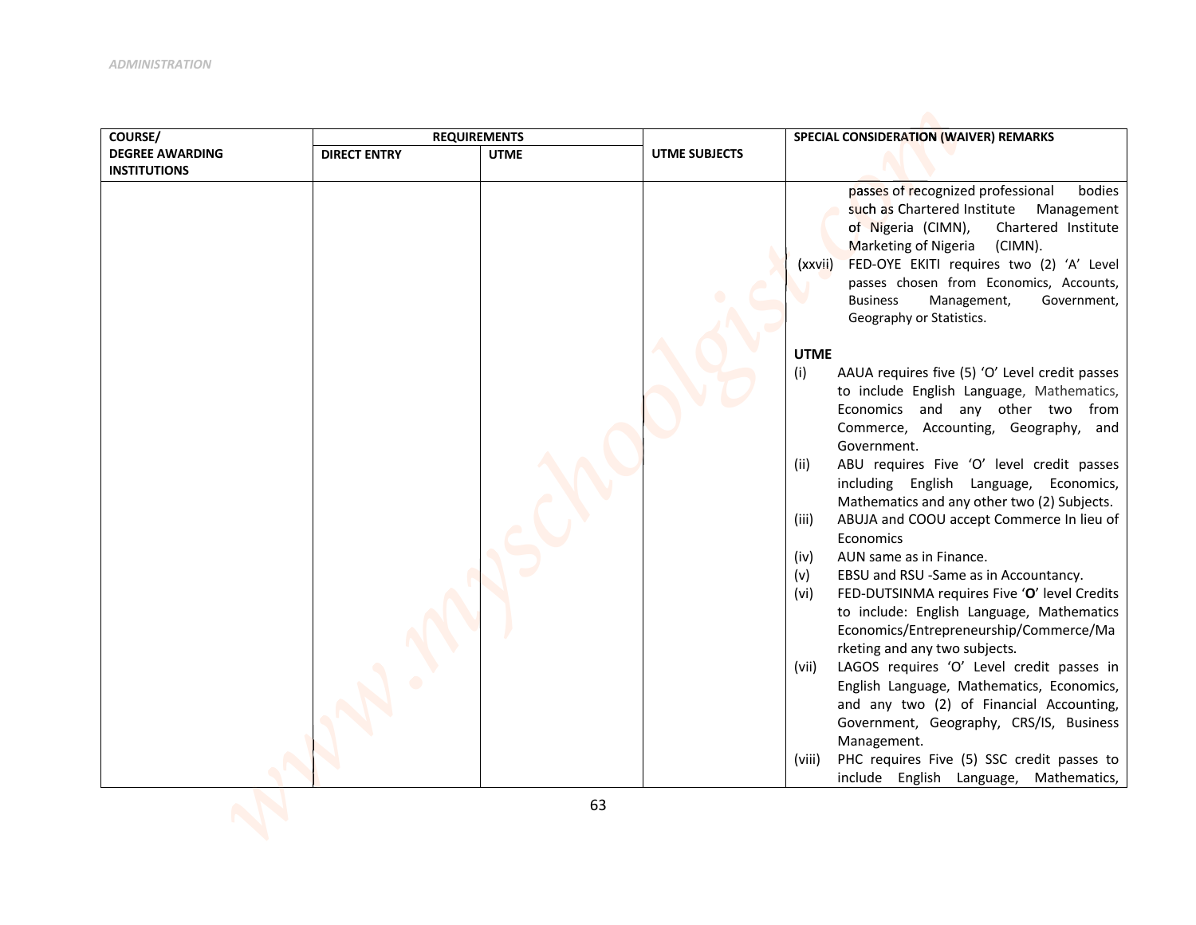| COURSE/ DEGREE AWARDING INSTITUTIONS | REQUIREMENTS | | UTME SUBJECTS | SPECIAL CONSIDERATION (WAIVER) REMARKS |
|---|---|---|---|---|
| | DIRECT ENTRY | UTME | | |
| | | | | passes of recognized professional bodies such as Chartered Institute Management of Nigeria (CIMN), Chartered Institute Marketing of Nigeria (CIMN).<br>(xxvii) FED-OYE EKITI requires two (2) 'A' Level passes chosen from Economics, Accounts, Business Management, Government, Geography or Statistics.<br><br>**UTME**<br>(i) AAUA requires five (5) 'O' Level credit passes to include English Language, Mathematics, Economics and any other two from Commerce, Accounting, Geography, and Government.<br>(ii) ABU requires Five 'O' level credit passes including English Language, Economics, Mathematics and any other two (2) Subjects.<br>(iii) ABUJA and COOU accept Commerce In lieu of Economics<br>(iv) AUN same as in Finance.<br>(v) EBSU and RSU -Same as in Accountancy.<br>(vi) FED-DUTSINMA requires Five '**O**' level Credits to include: English Language, Mathematics Economics/Entrepreneurship/Commerce/Marketing and any two subjects.<br>(vii) LAGOS requires 'O' Level credit passes in English Language, Mathematics, Economics, and any two (2) of Financial Accounting, Government, Geography, CRS/IS, Business Management.<br>(viii) PHC requires Five (5) SSC credit passes to include English Language, Mathematics, |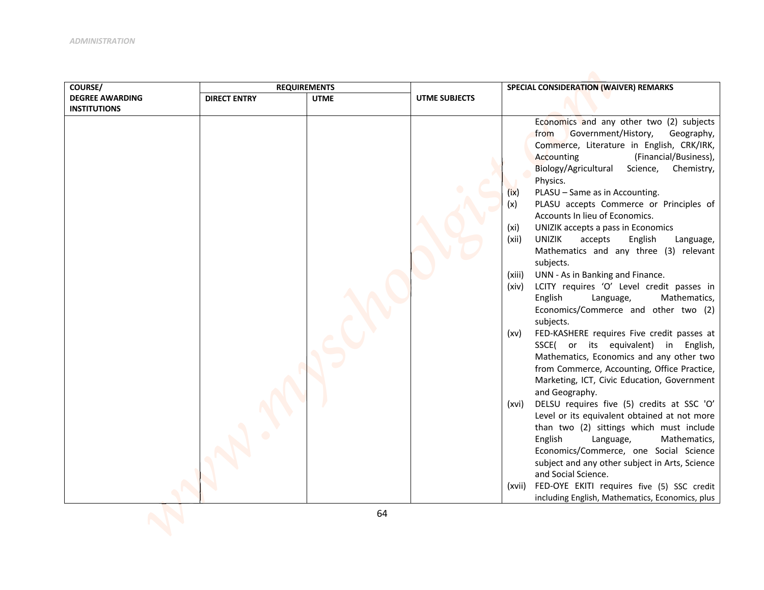| COURSE/ DEGREE AWARDING INSTITUTIONS | REQUIREMENTS | | UTME SUBJECTS | SPECIAL CONSIDERATION (WAIVER) REMARKS |
|---|---|---|---|---|
| | DIRECT ENTRY | UTME | | |
| | | | | Economics and any other two (2) subjects from Government/History, Geography, Commerce, Literature in English, CRK/IRK, Accounting (Financial/Business), Biology/Agricultural Science, Chemistry, Physics.<br>(ix) PLASU – Same as in Accounting.<br>(x) PLASU accepts Commerce or Principles of Accounts In lieu of Economics.<br>(xi) UNIZIK accepts a pass in Economics<br>(xii) UNIZIK accepts English Language, Mathematics and any three (3) relevant subjects.<br>(xiii) UNN - As in Banking and Finance.<br>(xiv) LCITY requires 'O' Level credit passes in English Language, Mathematics, Economics/Commerce and other two (2) subjects.<br>(xv) FED-KASHERE requires Five credit passes at SSCE( or its equivalent) in English, Mathematics, Economics and any other two from Commerce, Accounting, Office Practice, Marketing, ICT, Civic Education, Government and Geography.<br>(xvi) DELSU requires five (5) credits at SSC 'O' Level or its equivalent obtained at not more than two (2) sittings which must include English Language, Mathematics, Economics/Commerce, one Social Science subject and any other subject in Arts, Science and Social Science.<br>(xvii) FED-OYE EKITI requires five (5) SSC credit including English, Mathematics, Economics, plus |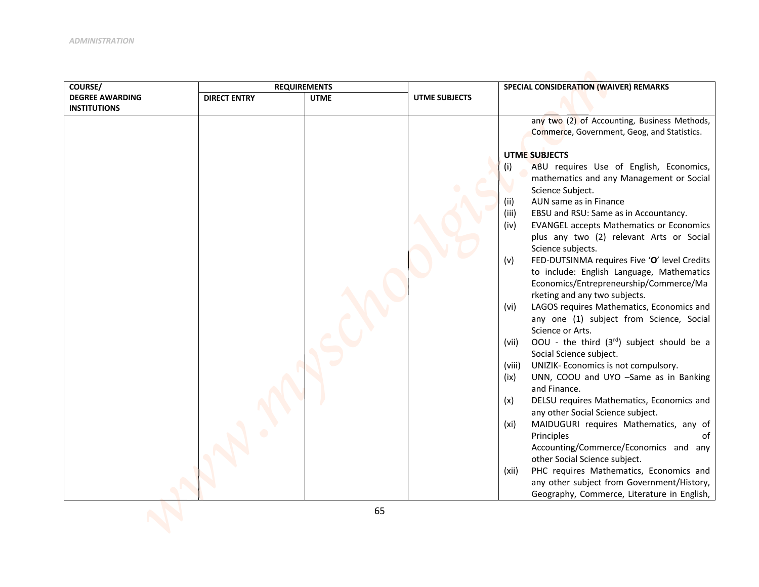| COURSE/ DEGREE AWARDING INSTITUTIONS | REQUIREMENTS | | UTME SUBJECTS | SPECIAL CONSIDERATION (WAIVER) REMARKS |
|---|---|---|---|---|
| | DIRECT ENTRY | UTME | | |
| | | | | any two (2) of Accounting, Business Methods, Commerce, Government, Geog, and Statistics.<br><br>**UTME SUBJECTS**<br>(i) ABU requires Use of English, Economics, mathematics and any Management or Social Science Subject.<br>(ii) AUN same as in Finance<br>(iii) EBSU and RSU: Same as in Accountancy.<br>(iv) EVANGEL accepts Mathematics or Economics plus any two (2) relevant Arts or Social Science subjects.<br>(v) FED-DUTSINMA requires Five '**O**' level Credits to include: English Language, Mathematics Economics/Entrepreneurship/Commerce/Marketing and any two subjects.<br>(vi) LAGOS requires Mathematics, Economics and any one (1) subject from Science, Social Science or Arts.<br>(vii) OOU - the third (3rd) subject should be a Social Science subject.<br>(viii) UNIZIK- Economics is not compulsory.<br>(ix) UNN, COOU and UYO –Same as in Banking and Finance.<br>(x) DELSU requires Mathematics, Economics and any other Social Science subject.<br>(xi) MAIDUGURI requires Mathematics, any of Principles of Accounting/Commerce/Economics and any other Social Science subject.<br>(xii) PHC requires Mathematics, Economics and any other subject from Government/History, Geography, Commerce, Literature in English, |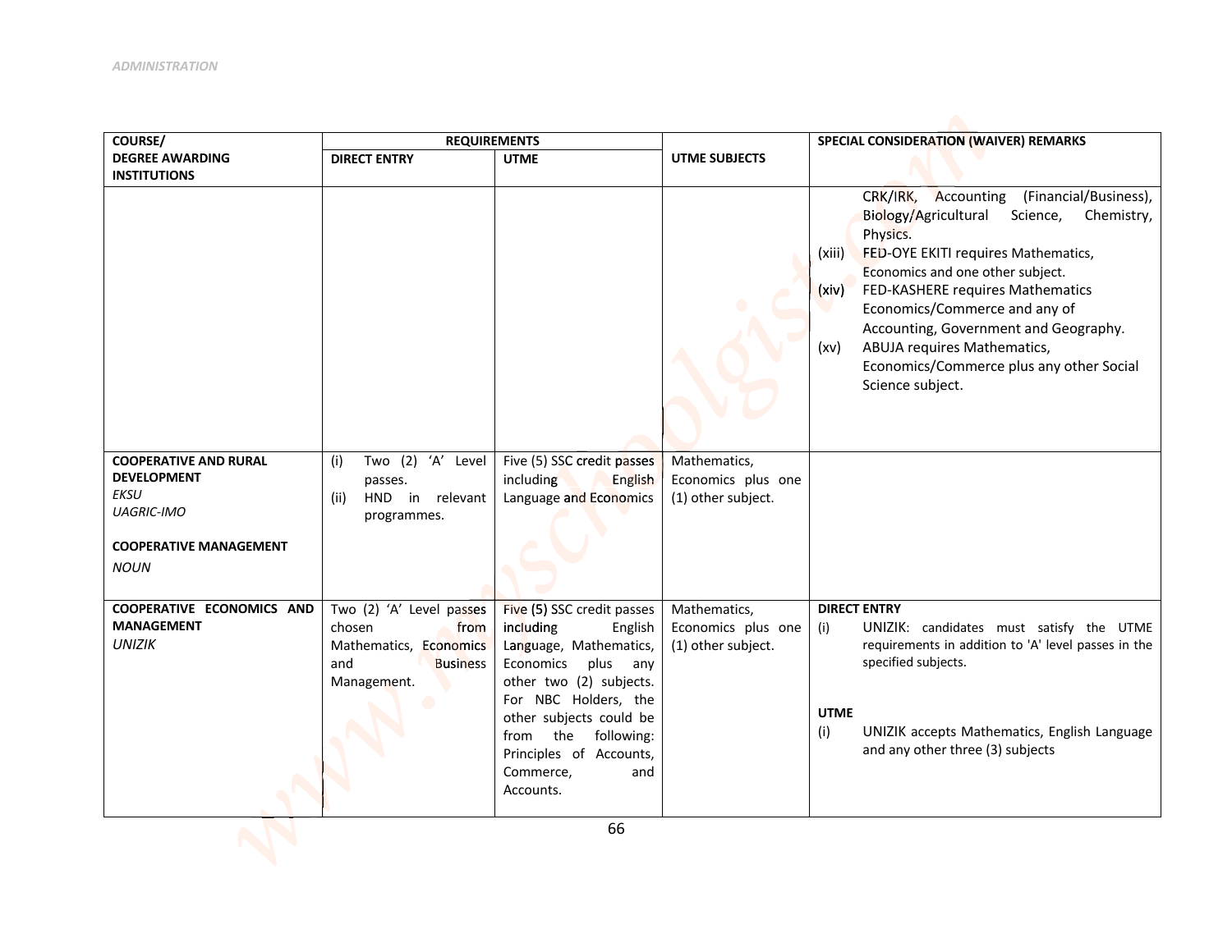| COURSE/ DEGREE AWARDING INSTITUTIONS | REQUIREMENTS | | UTME SUBJECTS | SPECIAL CONSIDERATION (WAIVER) REMARKS |
|---|---|---|---|---|
| | DIRECT ENTRY | UTME | | |
| | | | | CRK/IRK, Accounting (Financial/Business), Biology/Agricultural Science, Chemistry, Physics.<br>(xiii) FED-OYE EKITI requires Mathematics, Economics and one other subject.<br>(xiv) FED-KASHERE requires Mathematics Economics/Commerce and any of Accounting, Government and Geography.<br>(xv) ABUJA requires Mathematics, Economics/Commerce plus any other Social Science subject. |
| **COOPERATIVE AND RURAL DEVELOPMENT**<br>*EKSU*<br>*UAGRIC-IMO*<br><br>**COOPERATIVE MANAGEMENT**<br>*NOUN* | (i) Two (2) 'A' Level passes.<br>(ii) HND in relevant programmes. | Five (5) SSC credit passes including English Language and Economics | Mathematics, Economics plus one (1) other subject. | |
| **COOPERATIVE ECONOMICS AND MANAGEMENT**<br>*UNIZIK* | Two (2) 'A' Level passes chosen from Mathematics, Economics and Business Management. | Five (5) SSC credit passes including English Language, Mathematics, Economics plus any other two (2) subjects. For NBC Holders, the other subjects could be from the following: Principles of Accounts, Commerce, and Accounts. | Mathematics, Economics plus one (1) other subject. | **DIRECT ENTRY**<br>(i) UNIZIK: candidates must satisfy the UTME requirements in addition to 'A' level passes in the specified subjects.<br><br>**UTME**<br>(i) UNIZIK accepts Mathematics, English Language and any other three (3) subjects |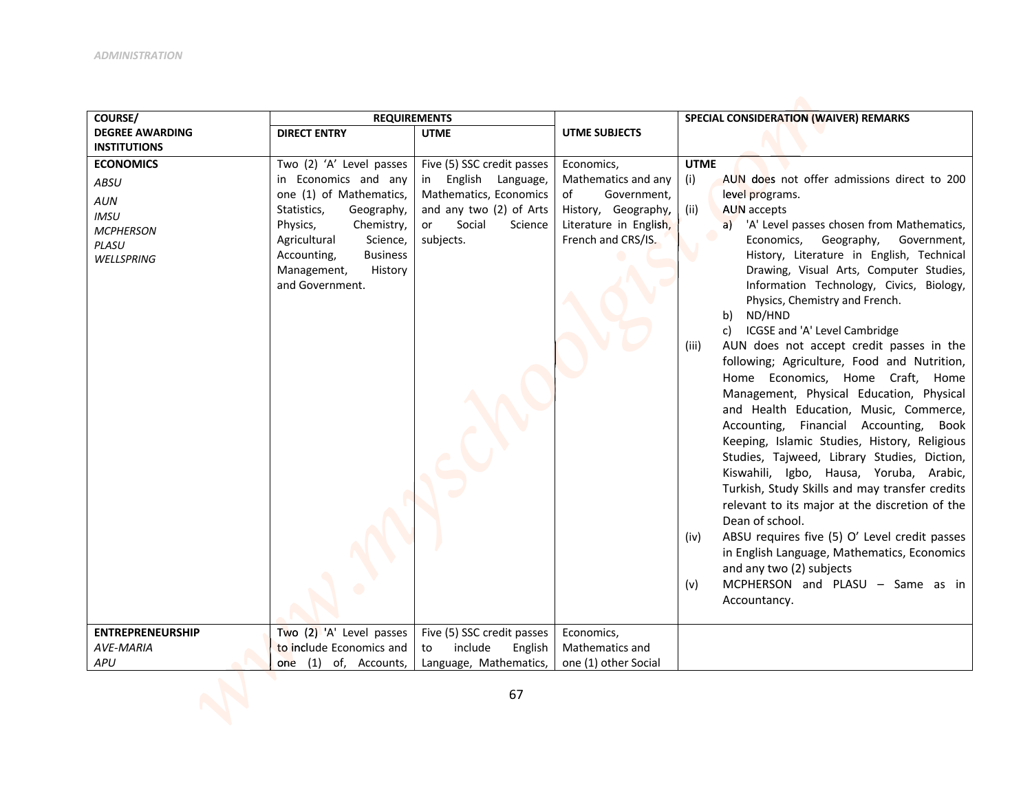| COURSE/ DEGREE AWARDING INSTITUTIONS | REQUIREMENTS | | UTME SUBJECTS | SPECIAL CONSIDERATION (WAIVER) REMARKS |
|---|---|---|---|---|
| | DIRECT ENTRY | UTME | | |
| **ECONOMICS**<br>*ABSU*<br>*AUN*<br>*IMSU*<br>*MCPHERSON*<br>*PLASU*<br>*WELLSPRING* | Two (2) 'A' Level passes in Economics and any one (1) of Mathematics, Statistics, Geography, Physics, Chemistry, Agricultural Science, Accounting, Business Management, History and Government. | Five (5) SSC credit passes in English Language, Mathematics, Economics and any two (2) of Arts or Social Science subjects. | Economics, Mathematics and any of Government, History, Geography, Literature in English, French and CRS/IS. | **UTME**<br>(i) AUN does not offer admissions direct to 200 level programs.<br>(ii) AUN accepts<br>a) 'A' Level passes chosen from Mathematics, Economics, Geography, Government, History, Literature in English, Technical Drawing, Visual Arts, Computer Studies, Information Technology, Civics, Biology, Physics, Chemistry and French.<br>b) ND/HND<br>c) ICGSE and 'A' Level Cambridge<br>(iii) AUN does not accept credit passes in the following; Agriculture, Food and Nutrition, Home Economics, Home Craft, Home Management, Physical Education, Physical and Health Education, Music, Commerce, Accounting, Financial Accounting, Book Keeping, Islamic Studies, History, Religious Studies, Tajweed, Library Studies, Diction, Kiswahili, Igbo, Hausa, Yoruba, Arabic, Turkish, Study Skills and may transfer credits relevant to its major at the discretion of the Dean of school.<br>(iv) ABSU requires five (5) O' Level credit passes in English Language, Mathematics, Economics and any two (2) subjects<br>(v) MCPHERSON and PLASU – Same as in Accountancy. |
| **ENTREPRENEURSHIP**<br>*AVE-MARIA*<br>*APU* | Two (2) 'A' Level passes to include Economics and one (1) of, Accounts, | Five (5) SSC credit passes to include English Language, Mathematics, | Economics, Mathematics and one (1) other Social | |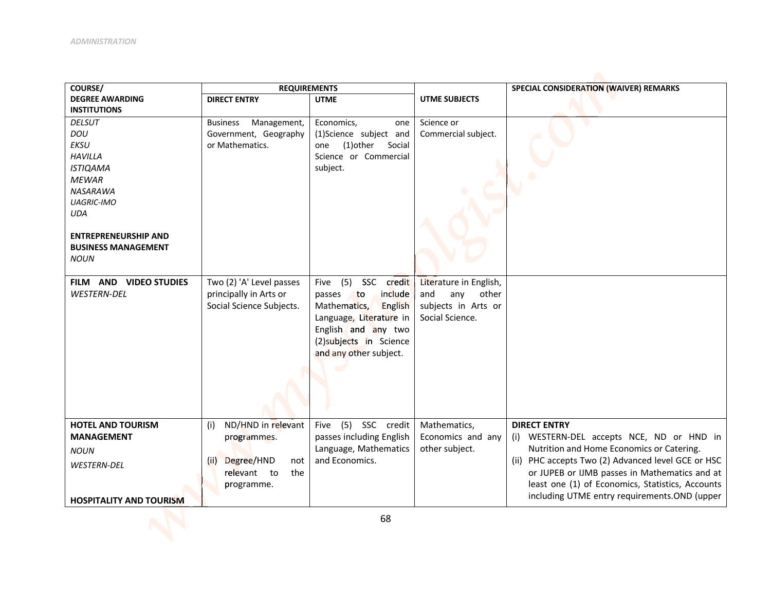| COURSE/ DEGREE AWARDING INSTITUTIONS | REQUIREMENTS | | UTME SUBJECTS | SPECIAL CONSIDERATION (WAIVER) REMARKS |
|---|---|---|---|---|
| | DIRECT ENTRY | UTME | | |
| *DELSUT*<br>*DOU*<br>*EKSU*<br>*HAVILLA*<br>*ISTIQAMA*<br>*MEWAR*<br>*NASARAWA*<br>*UAGRIC-IMO*<br>*UDA*<br><br>**ENTREPRENEURSHIP AND BUSINESS MANAGEMENT**<br>*NOUN* | Business Management, Government, Geography or Mathematics. | Economics, one (1)Science subject and one (1)other Social Science or Commercial subject. | Science or Commercial subject. | |
| **FILM AND VIDEO STUDIES**<br>*WESTERN-DEL* | Two (2) 'A' Level passes principally in Arts or Social Science Subjects. | Five (5) SSC credit passes to include Mathematics, English Language, Literature in English and any two (2)subjects in Science and any other subject. | Literature in English, and any other subjects in Arts or Social Science. | |
| **HOTEL AND TOURISM MANAGEMENT**<br>*NOUN*<br>*WESTERN-DEL*<br><br>**HOSPITALITY AND TOURISM** | (i) ND/HND in relevant programmes.<br><br>(ii) Degree/HND not relevant to the programme. | Five (5) SSC credit passes including English Language, Mathematics and Economics. | Mathematics, Economics and any other subject. | **DIRECT ENTRY**<br>(i) WESTERN-DEL accepts NCE, ND or HND in Nutrition and Home Economics or Catering.<br>(ii) PHC accepts Two (2) Advanced level GCE or HSC or JUPEB or IJMB passes in Mathematics and at least one (1) of Economics, Statistics, Accounts including UTME entry requirements.OND (upper |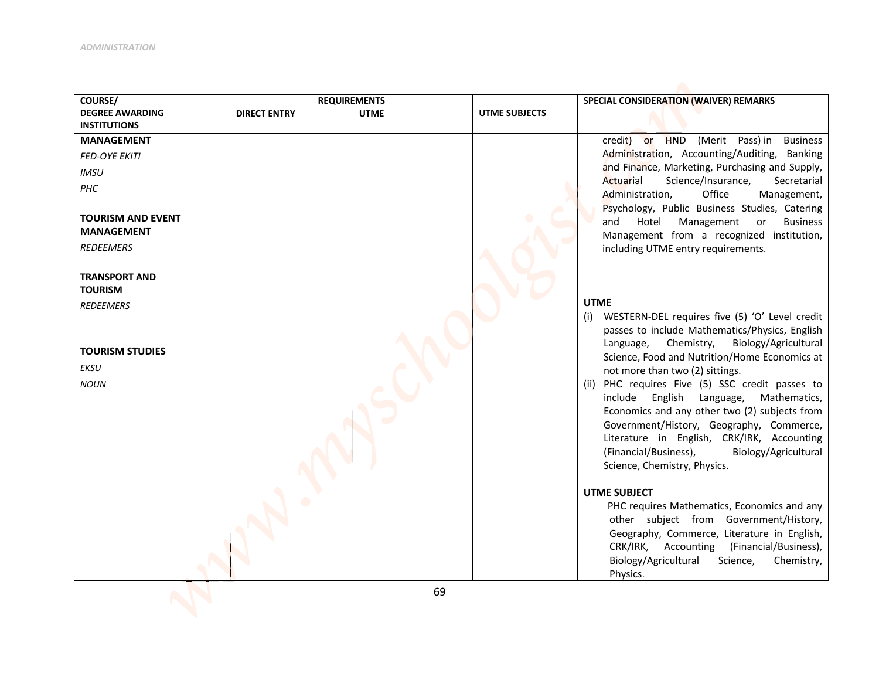| COURSE/ DEGREE AWARDING INSTITUTIONS | REQUIREMENTS | | UTME SUBJECTS | SPECIAL CONSIDERATION (WAIVER) REMARKS |
|---|---|---|---|---|
| | DIRECT ENTRY | UTME | | |
| **MANAGEMENT**<br>*FED-OYE EKITI*<br>*IMSU*<br>*PHC*<br><br>**TOURISM AND EVENT MANAGEMENT**<br>*REDEEMERS*<br><br>**TRANSPORT AND TOURISM**<br>*REDEEMERS*<br><br>**TOURISM STUDIES**<br>*EKSU*<br>*NOUN* | | | | credit) or HND (Merit Pass) in Business Administration, Accounting/Auditing, Banking and Finance, Marketing, Purchasing and Supply, Actuarial Science/Insurance, Secretarial Administration, Office Management, Psychology, Public Business Studies, Catering and Hotel Management or Business Management from a recognized institution, including UTME entry requirements.<br><br>**UTME**<br>(i) WESTERN-DEL requires five (5) 'O' Level credit passes to include Mathematics/Physics, English Language, Chemistry, Biology/Agricultural Science, Food and Nutrition/Home Economics at not more than two (2) sittings.<br>(ii) PHC requires Five (5) SSC credit passes to include English Language, Mathematics, Economics and any other two (2) subjects from Government/History, Geography, Commerce, Literature in English, CRK/IRK, Accounting (Financial/Business), Biology/Agricultural Science, Chemistry, Physics.<br><br>**UTME SUBJECT**<br>PHC requires Mathematics, Economics and any other subject from Government/History, Geography, Commerce, Literature in English, CRK/IRK, Accounting (Financial/Business), Biology/Agricultural Science, Chemistry, Physics. |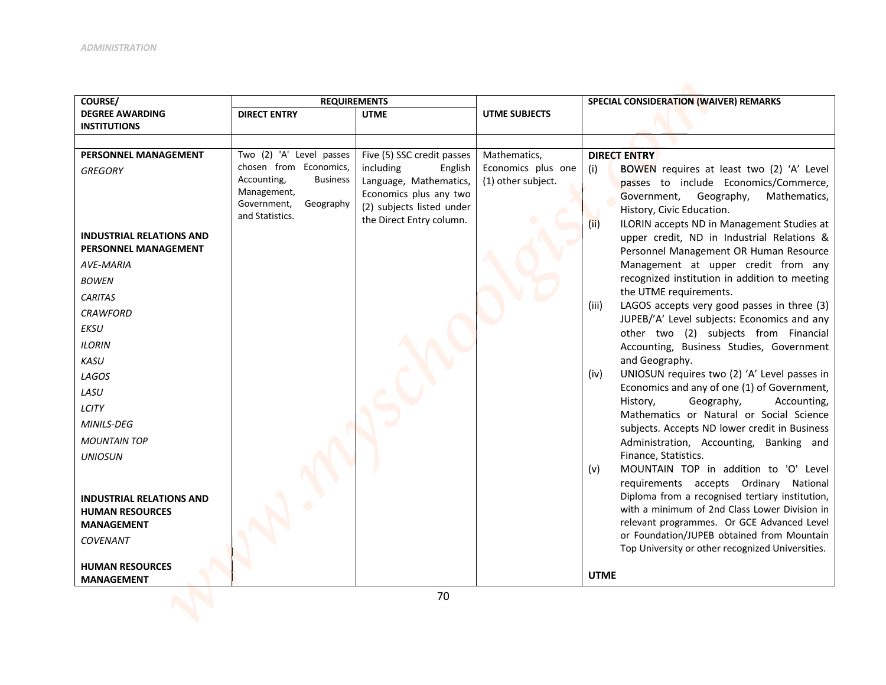| COURSE/ DEGREE AWARDING INSTITUTIONS | REQUIREMENTS | | UTME SUBJECTS | SPECIAL CONSIDERATION (WAIVER) REMARKS |
|---|---|---|---|---|
| | DIRECT ENTRY | UTME | | |
| **PERSONNEL MANAGEMENT**<br>*GREGORY*<br><br>**INDUSTRIAL RELATIONS AND PERSONNEL MANAGEMENT**<br>*AVE-MARIA*<br>*BOWEN*<br>*CARITAS*<br>*CRAWFORD*<br>*EKSU*<br>*ILORIN*<br>*KASU*<br>*LAGOS*<br>*LASU*<br>*LCITY*<br>*MINILS-DEG*<br>*MOUNTAIN TOP*<br>*UNIOSUN*<br><br>**INDUSTRIAL RELATIONS AND HUMAN RESOURCES MANAGEMENT**<br>*COVENANT*<br><br>**HUMAN RESOURCES MANAGEMENT** | Two (2) 'A' Level passes chosen from Economics, Accounting, Business Management, Government, Geography and Statistics. | Five (5) SSC credit passes including English Language, Mathematics, Economics plus any two (2) subjects listed under the Direct Entry column. | Mathematics, Economics plus one (1) other subject. | **DIRECT ENTRY**<br>(i) BOWEN requires at least two (2) 'A' Level passes to include Economics/Commerce, Government, Geography, Mathematics, History, Civic Education.<br>(ii) ILORIN accepts ND in Management Studies at upper credit, ND in Industrial Relations & Personnel Management OR Human Resource Management at upper credit from any recognized institution in addition to meeting the UTME requirements.<br>(iii) LAGOS accepts very good passes in three (3) JUPEB/'A' Level subjects: Economics and any other two (2) subjects from Financial Accounting, Business Studies, Government and Geography.<br>(iv) UNIOSUN requires two (2) 'A' Level passes in Economics and any of one (1) of Government, History, Geography, Accounting, Mathematics or Natural or Social Science subjects. Accepts ND lower credit in Business Administration, Accounting, Banking and Finance, Statistics.<br>(v) MOUNTAIN TOP in addition to 'O' Level requirements accepts Ordinary National Diploma from a recognised tertiary institution, with a minimum of 2nd Class Lower Division in relevant programmes. Or GCE Advanced Level or Foundation/JUPEB obtained from Mountain Top University or other recognized Universities.<br><br>**UTME** |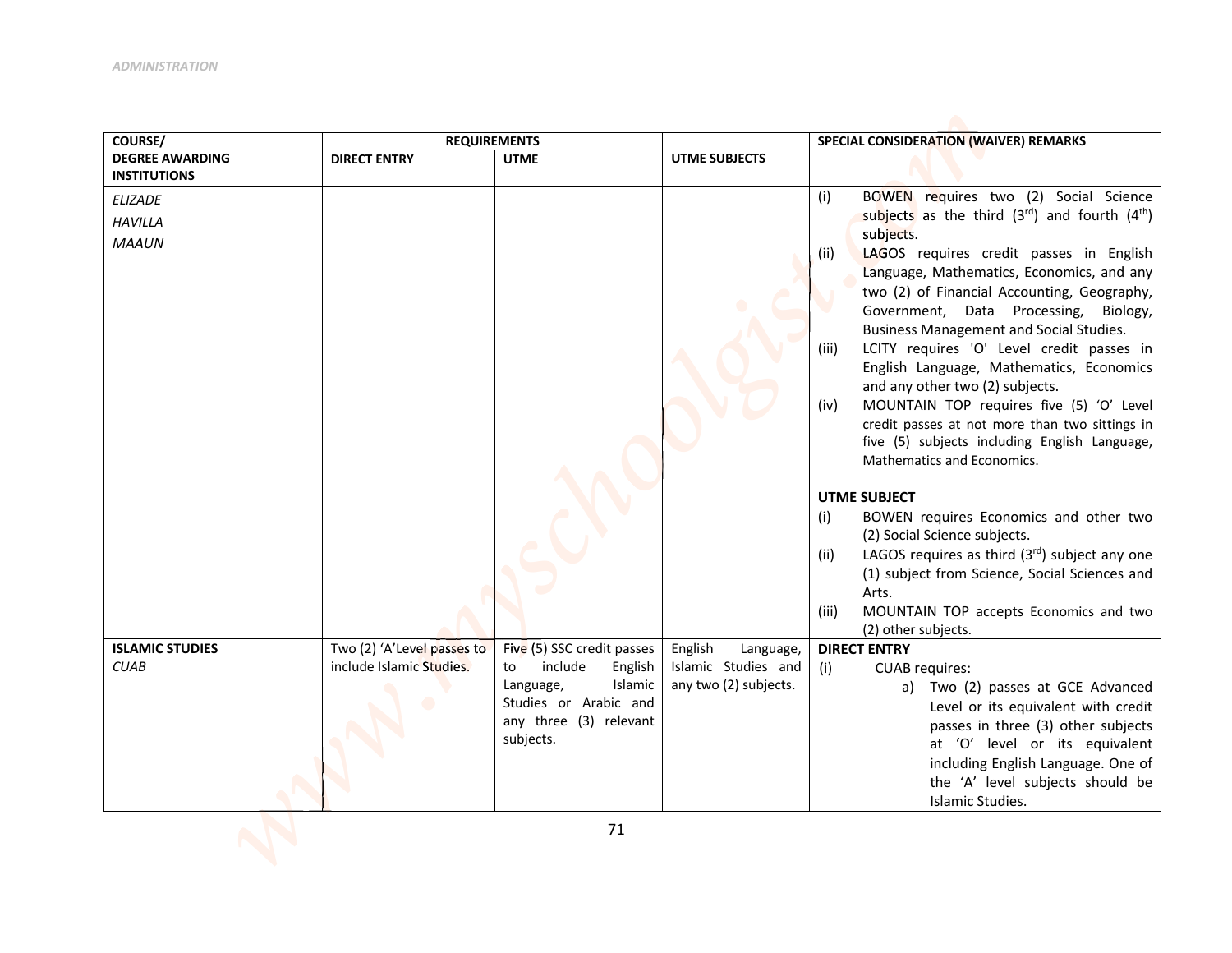| COURSE/ DEGREE AWARDING INSTITUTIONS | REQUIREMENTS | | UTME SUBJECTS | SPECIAL CONSIDERATION (WAIVER) REMARKS |
|---|---|---|---|---|
| | DIRECT ENTRY | UTME | | |
| *ELIZADE*<br>*HAVILLA*<br>*MAAUN* | | | | (i) BOWEN requires two (2) Social Science subjects as the third (3rd) and fourth (4th) subjects.<br>(ii) LAGOS requires credit passes in English Language, Mathematics, Economics, and any two (2) of Financial Accounting, Geography, Government, Data Processing, Biology, Business Management and Social Studies.<br>(iii) LCITY requires 'O' Level credit passes in English Language, Mathematics, Economics and any other two (2) subjects.<br>(iv) MOUNTAIN TOP requires five (5) 'O' Level credit passes at not more than two sittings in five (5) subjects including English Language, Mathematics and Economics.<br><br>**UTME SUBJECT**<br>(i) BOWEN requires Economics and other two (2) Social Science subjects.<br>(ii) LAGOS requires as third (3rd) subject any one (1) subject from Science, Social Sciences and Arts.<br>(iii) MOUNTAIN TOP accepts Economics and two (2) other subjects. |
| **ISLAMIC STUDIES**<br>*CUAB* | Two (2) 'A'Level passes to include Islamic Studies. | Five (5) SSC credit passes to include English Language, Islamic Studies or Arabic and any three (3) relevant subjects. | English Language, Islamic Studies and any two (2) subjects. | **DIRECT ENTRY**<br>(i) CUAB requires:<br>a) Two (2) passes at GCE Advanced Level or its equivalent with credit passes in three (3) other subjects at 'O' level or its equivalent including English Language. One of the 'A' level subjects should be Islamic Studies. |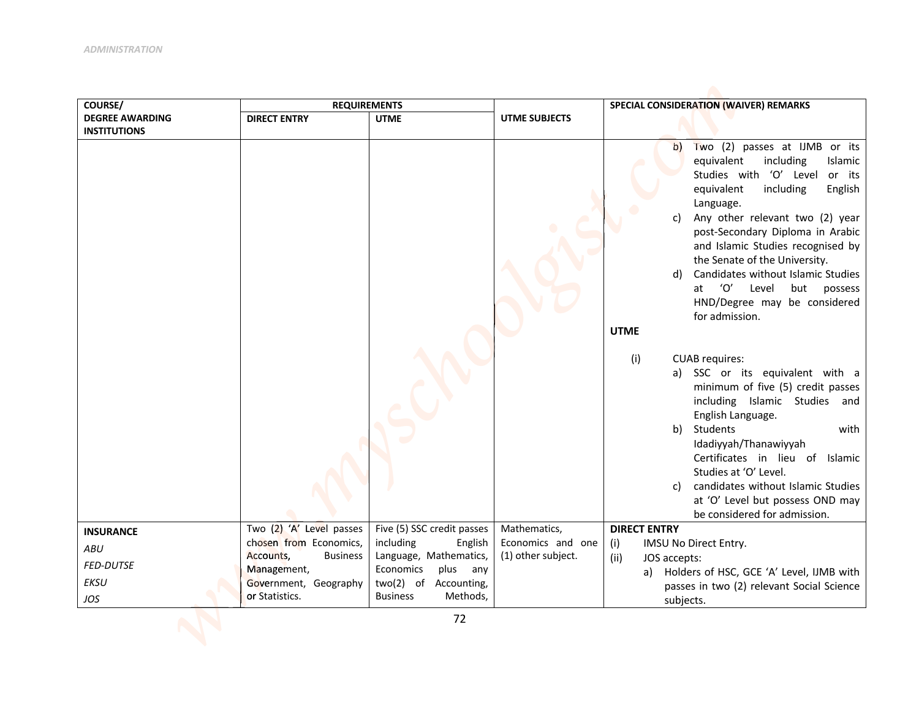| COURSE/ DEGREE AWARDING INSTITUTIONS | REQUIREMENTS | | UTME SUBJECTS | SPECIAL CONSIDERATION (WAIVER) REMARKS |
|---|---|---|---|---|
| | DIRECT ENTRY | UTME | | |
| | | | | b) Two (2) passes at IJMB or its equivalent including Islamic Studies with 'O' Level or its equivalent including English Language.<br>c) Any other relevant two (2) year post-Secondary Diploma in Arabic and Islamic Studies recognised by the Senate of the University.<br>d) Candidates without Islamic Studies at 'O' Level but possess HND/Degree may be considered for admission.<br>**UTME**<br>(i) CUAB requires:<br>a) SSC or its equivalent with a minimum of five (5) credit passes including Islamic Studies and English Language.<br>b) Students with Idadiyyah/Thanawiyyah Certificates in lieu of Islamic Studies at 'O' Level.<br>c) candidates without Islamic Studies at 'O' Level but possess OND may be considered for admission. |
| **INSURANCE**<br>*ABU*<br>*FED-DUTSE*<br>*EKSU*<br>*JOS* | Two (2) 'A' Level passes chosen from Economics, Accounts, Business Management, Government, Geography or Statistics. | Five (5) SSC credit passes including English Language, Mathematics, Economics plus any two(2) of Accounting, Business Methods, | Mathematics, Economics and one (1) other subject. | **DIRECT ENTRY**<br>(i) IMSU No Direct Entry.<br>(ii) JOS accepts:<br>a) Holders of HSC, GCE 'A' Level, IJMB with passes in two (2) relevant Social Science subjects. |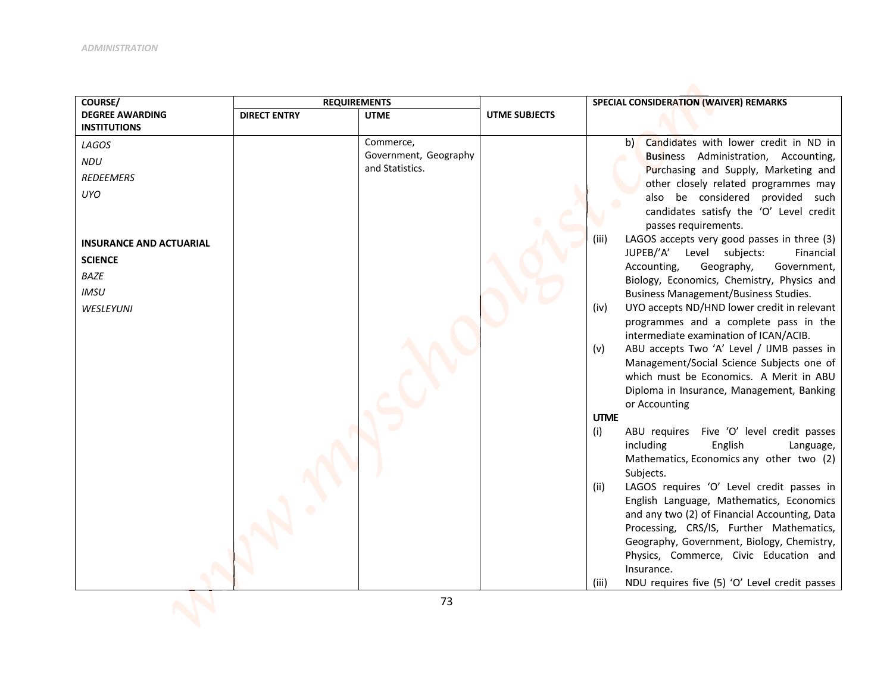| COURSE/ DEGREE AWARDING INSTITUTIONS | REQUIREMENTS | | UTME SUBJECTS | SPECIAL CONSIDERATION (WAIVER) REMARKS |
|---|---|---|---|---|
| | DIRECT ENTRY | UTME | | |
| *LAGOS*<br>*NDU*<br>*REDEEMERS*<br>*UYO*<br><br>**INSURANCE AND ACTUARIAL SCIENCE**<br>*BAZE*<br>*IMSU*<br>*WESLEYUNI* | | Commerce, Government, Geography and Statistics. | | b) Candidates with lower credit in ND in Business Administration, Accounting, Purchasing and Supply, Marketing and other closely related programmes may also be considered provided such candidates satisfy the 'O' Level credit passes requirements.<br>(iii) LAGOS accepts very good passes in three (3) JUPEB/'A' Level subjects: Financial Accounting, Geography, Government, Biology, Economics, Chemistry, Physics and Business Management/Business Studies.<br>(iv) UYO accepts ND/HND lower credit in relevant programmes and a complete pass in the intermediate examination of ICAN/ACIB.<br>(v) ABU accepts Two 'A' Level / IJMB passes in Management/Social Science Subjects one of which must be Economics. A Merit in ABU Diploma in Insurance, Management, Banking or Accounting<br>**UTME**<br>(i) ABU requires Five 'O' level credit passes including English Language, Mathematics, Economics any other two (2) Subjects.<br>(ii) LAGOS requires 'O' Level credit passes in English Language, Mathematics, Economics and any two (2) of Financial Accounting, Data Processing, CRS/IS, Further Mathematics, Geography, Government, Biology, Chemistry, Physics, Commerce, Civic Education and Insurance.<br>(iii) NDU requires five (5) 'O' Level credit passes |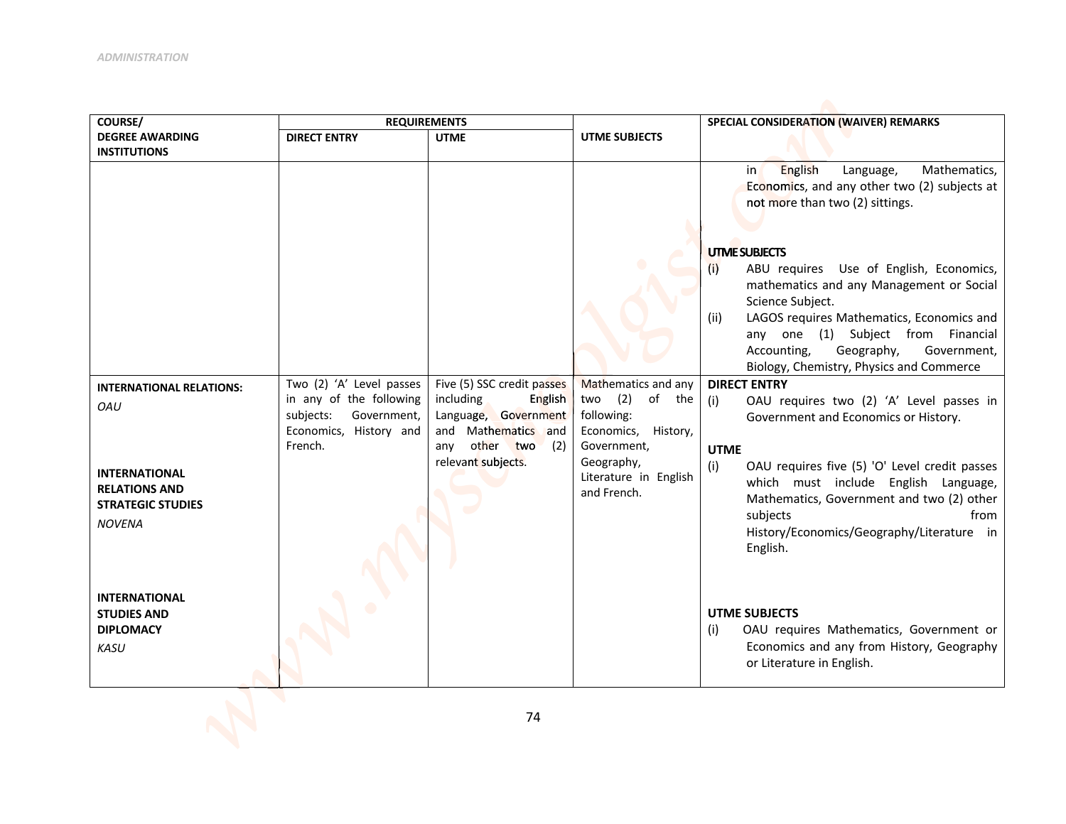| COURSE/ DEGREE AWARDING INSTITUTIONS | REQUIREMENTS | | UTME SUBJECTS | SPECIAL CONSIDERATION (WAIVER) REMARKS |
|---|---|---|---|---|
| | DIRECT ENTRY | UTME | | |
| | | | | in English Language, Mathematics, Economics, and any other two (2) subjects at not more than two (2) sittings.<br><br>**UTME SUBJECTS**<br>(i) ABU requires Use of English, Economics, mathematics and any Management or Social Science Subject.<br>(ii) LAGOS requires Mathematics, Economics and any one (1) Subject from Financial Accounting, Geography, Government, Biology, Chemistry, Physics and Commerce |
| **INTERNATIONAL RELATIONS:**<br>*OAU*<br><br>**INTERNATIONAL RELATIONS AND STRATEGIC STUDIES**<br>*NOVENA*<br><br>**INTERNATIONAL STUDIES AND DIPLOMACY**<br>*KASU* | Two (2) 'A' Level passes in any of the following subjects: Government, Economics, History and French. | Five (5) SSC credit passes including English Language, Government and Mathematics and any other two (2) relevant subjects. | Mathematics and any two (2) of the following: Economics, History, Government, Geography, Literature in English and French. | **DIRECT ENTRY**<br>(i) OAU requires two (2) 'A' Level passes in Government and Economics or History.<br><br>**UTME**<br>(i) OAU requires five (5) 'O' Level credit passes which must include English Language, Mathematics, Government and two (2) other subjects from History/Economics/Geography/Literature in English.<br><br>**UTME SUBJECTS**<br>(i) OAU requires Mathematics, Government or Economics and any from History, Geography or Literature in English. |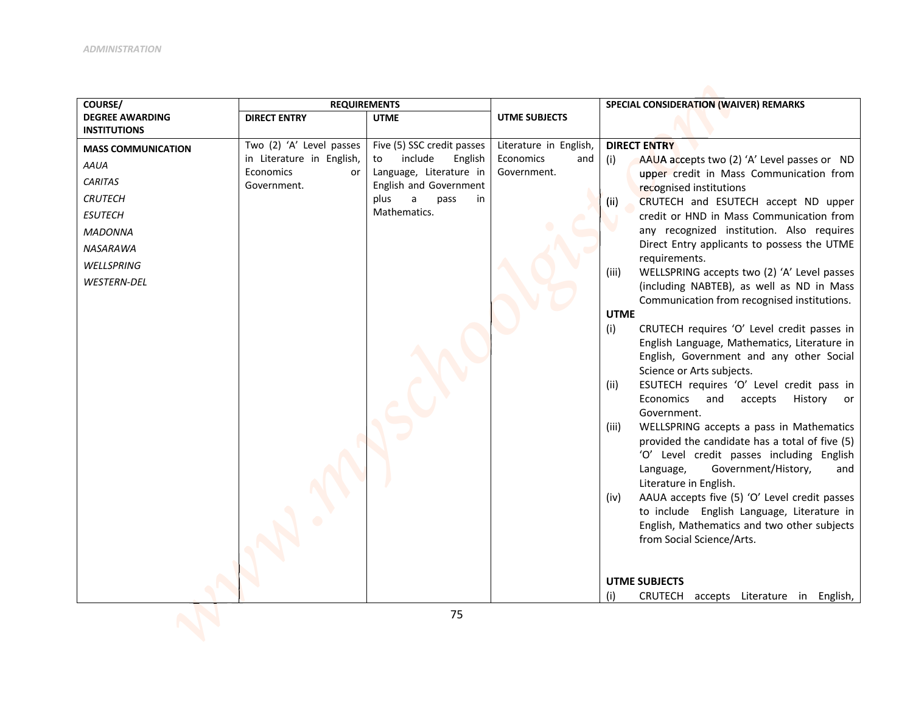| COURSE/ DEGREE AWARDING INSTITUTIONS | REQUIREMENTS | | UTME SUBJECTS | SPECIAL CONSIDERATION (WAIVER) REMARKS |
|---|---|---|---|---|
| | DIRECT ENTRY | UTME | | |
| **MASS COMMUNICATION**<br>*AAUA*<br>*CARITAS*<br>*CRUTECH*<br>*ESUTECH*<br>*MADONNA*<br>*NASARAWA*<br>*WELLSPRING*<br>*WESTERN-DEL* | Two (2) 'A' Level passes in Literature in English, Economics or Government. | Five (5) SSC credit passes to include English Language, Literature in English and Government plus a pass in Mathematics. | Literature in English, Economics and Government. | **DIRECT ENTRY**<br>(i) AAUA accepts two (2) 'A' Level passes or ND upper credit in Mass Communication from recognised institutions<br>(ii) CRUTECH and ESUTECH accept ND upper credit or HND in Mass Communication from any recognized institution. Also requires Direct Entry applicants to possess the UTME requirements.<br>(iii) WELLSPRING accepts two (2) 'A' Level passes (including NABTEB), as well as ND in Mass Communication from recognised institutions.<br>**UTME**<br>(i) CRUTECH requires 'O' Level credit passes in English Language, Mathematics, Literature in English, Government and any other Social Science or Arts subjects.<br>(ii) ESUTECH requires 'O' Level credit pass in Economics and accepts History or Government.<br>(iii) WELLSPRING accepts a pass in Mathematics provided the candidate has a total of five (5) 'O' Level credit passes including English Language, Government/History, and Literature in English.<br>(iv) AAUA accepts five (5) 'O' Level credit passes to include English Language, Literature in English, Mathematics and two other subjects from Social Science/Arts.<br>**UTME SUBJECTS**<br>(i) CRUTECH accepts Literature in English, |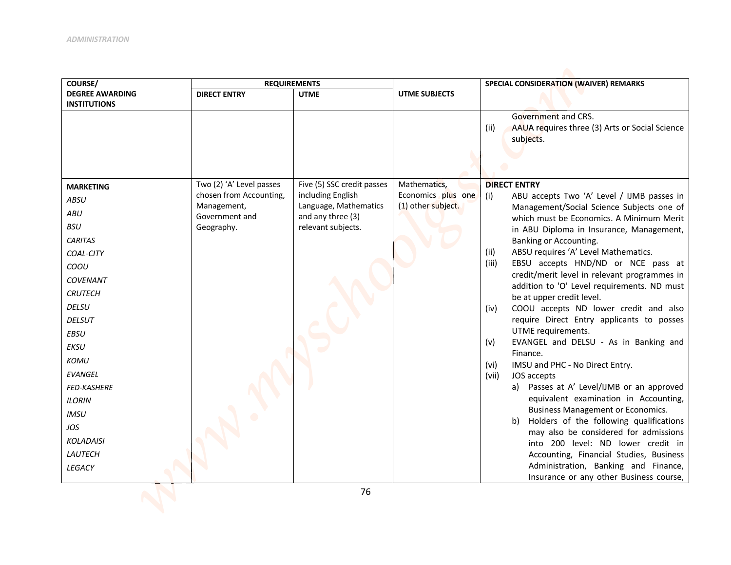| COURSE/ DEGREE AWARDING INSTITUTIONS | REQUIREMENTS | | UTME SUBJECTS | SPECIAL CONSIDERATION (WAIVER) REMARKS |
|---|---|---|---|---|
| | DIRECT ENTRY | UTME | | |
| | | | | Government and CRS.<br>(ii) AAUA requires three (3) Arts or Social Science subjects. |
| **MARKETING**<br>*ABSU*<br>*ABU*<br>*BSU*<br>*CARITAS*<br>*COAL-CITY*<br>*COOU*<br>*COVENANT*<br>*CRUTECH*<br>*DELSU*<br>*DELSUT*<br>*EBSU*<br>*EKSU*<br>*KOMU*<br>*EVANGEL*<br>*FED-KASHERE*<br>*ILORIN*<br>*IMSU*<br>*JOS*<br>*KOLADAISI*<br>*LAUTECH*<br>*LEGACY* | Two (2) 'A' Level passes chosen from Accounting, Management, Government and Geography. | Five (5) SSC credit passes including English Language, Mathematics and any three (3) relevant subjects. | Mathematics, Economics plus one (1) other subject. | **DIRECT ENTRY**<br>(i) ABU accepts Two 'A' Level / IJMB passes in Management/Social Science Subjects one of which must be Economics. A Minimum Merit in ABU Diploma in Insurance, Management, Banking or Accounting.<br>(ii) ABSU requires 'A' Level Mathematics.<br>(iii) EBSU accepts HND/ND or NCE pass at credit/merit level in relevant programmes in addition to 'O' Level requirements. ND must be at upper credit level.<br>(iv) COOU accepts ND lower credit and also require Direct Entry applicants to posses UTME requirements.<br>(v) EVANGEL and DELSU - As in Banking and Finance.<br>(vi) IMSU and PHC - No Direct Entry.<br>(vii) JOS accepts<br>a) Passes at A' Level/IJMB or an approved equivalent examination in Accounting, Business Management or Economics.<br>b) Holders of the following qualifications may also be considered for admissions into 200 level: ND lower credit in Accounting, Financial Studies, Business Administration, Banking and Finance, Insurance or any other Business course, |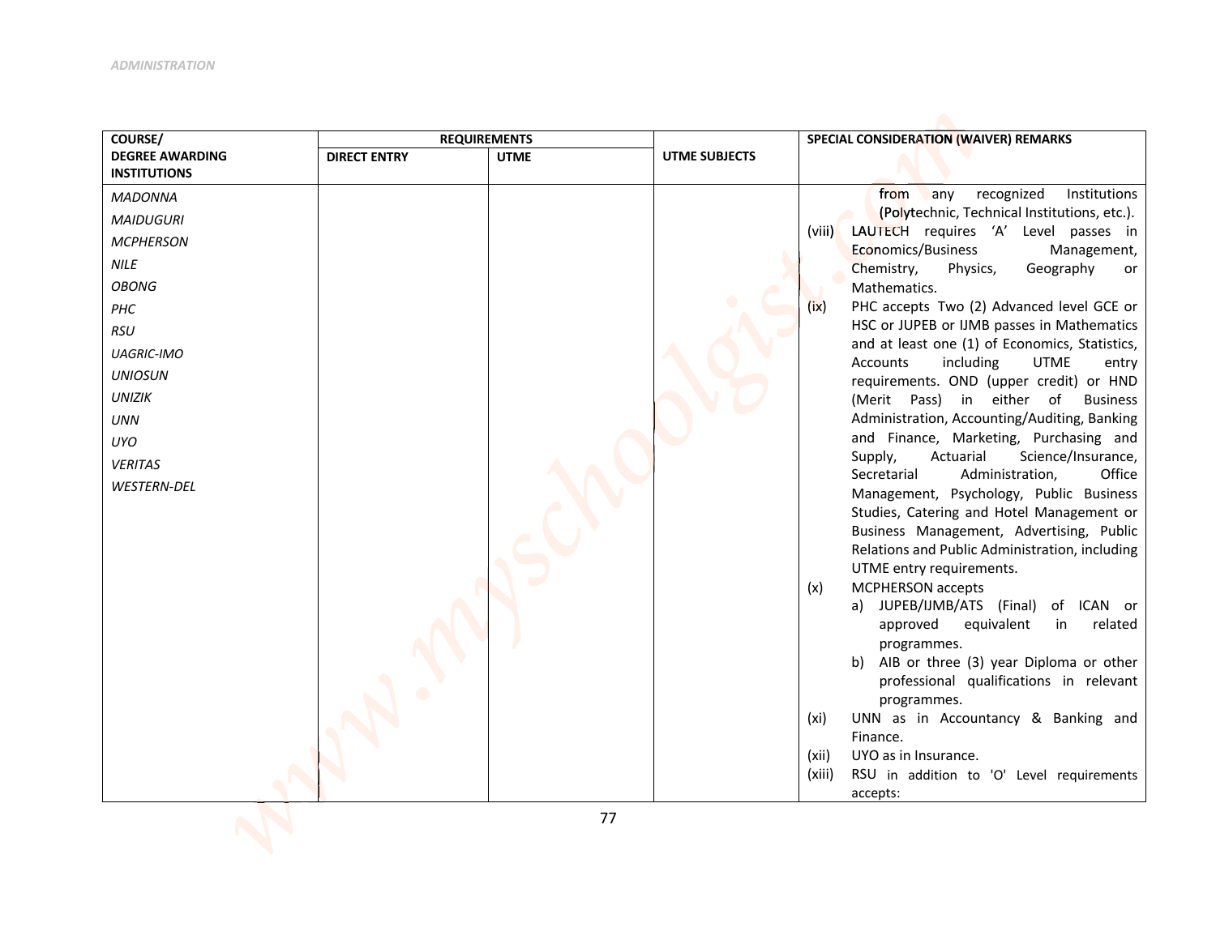| COURSE/ DEGREE AWARDING INSTITUTIONS | REQUIREMENTS | | UTME SUBJECTS | SPECIAL CONSIDERATION (WAIVER) REMARKS |
|---|---|---|---|---|
| | DIRECT ENTRY | UTME | | |
| *MADONNA*<br>*MAIDUGURI*<br>*MCPHERSON*<br>*NILE*<br>*OBONG*<br>*PHC*<br>*RSU*<br>*UAGRIC-IMO*<br>*UNIOSUN*<br>*UNIZIK*<br>*UNN*<br>*UYO*<br>*VERITAS*<br>*WESTERN-DEL* | | | | from any recognized Institutions (Polytechnic, Technical Institutions, etc.).<br>(viii) LAUTECH requires 'A' Level passes in Economics/Business Management, Chemistry, Physics, Geography or Mathematics.<br>(ix) PHC accepts Two (2) Advanced level GCE or HSC or JUPEB or IJMB passes in Mathematics and at least one (1) of Economics, Statistics, Accounts including UTME entry requirements. OND (upper credit) or HND (Merit Pass) in either of Business Administration, Accounting/Auditing, Banking and Finance, Marketing, Purchasing and Supply, Actuarial Science/Insurance, Secretarial Administration, Office Management, Psychology, Public Business Studies, Catering and Hotel Management or Business Management, Advertising, Public Relations and Public Administration, including UTME entry requirements.<br>(x) MCPHERSON accepts<br>a) JUPEB/IJMB/ATS (Final) of ICAN or approved equivalent in related programmes.<br>b) AIB or three (3) year Diploma or other professional qualifications in relevant programmes.<br>(xi) UNN as in Accountancy & Banking and Finance.<br>(xii) UYO as in Insurance.<br>(xiii) RSU in addition to 'O' Level requirements accepts: |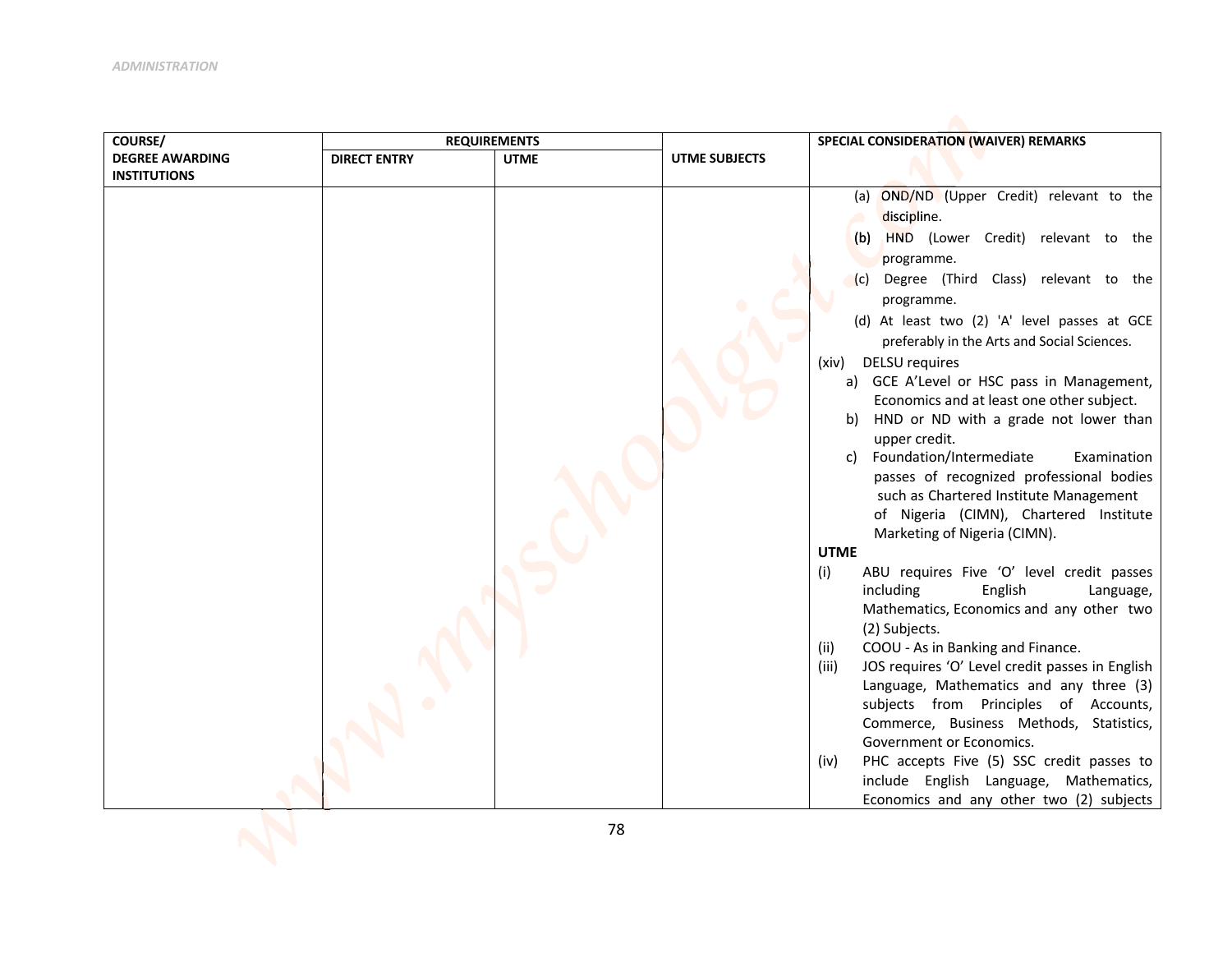| COURSE/ DEGREE AWARDING INSTITUTIONS | REQUIREMENTS | | UTME SUBJECTS | SPECIAL CONSIDERATION (WAIVER) REMARKS |
|---|---|---|---|---|
| | DIRECT ENTRY | UTME | | |
| | | | | (a) OND/ND (Upper Credit) relevant to the discipline.<br>(b) HND (Lower Credit) relevant to the programme.<br>(c) Degree (Third Class) relevant to the programme.<br>(d) At least two (2) 'A' level passes at GCE preferably in the Arts and Social Sciences.<br>(xiv) DELSU requires<br>a) GCE A'Level or HSC pass in Management, Economics and at least one other subject.<br>b) HND or ND with a grade not lower than upper credit.<br>c) Foundation/Intermediate Examination passes of recognized professional bodies such as Chartered Institute Management of Nigeria (CIMN), Chartered Institute Marketing of Nigeria (CIMN).<br>**UTME**<br>(i) ABU requires Five 'O' level credit passes including English Language, Mathematics, Economics and any other two (2) Subjects.<br>(ii) COOU - As in Banking and Finance.<br>(iii) JOS requires 'O' Level credit passes in English Language, Mathematics and any three (3) subjects from Principles of Accounts, Commerce, Business Methods, Statistics, Government or Economics.<br>(iv) PHC accepts Five (5) SSC credit passes to include English Language, Mathematics, Economics and any other two (2) subjects |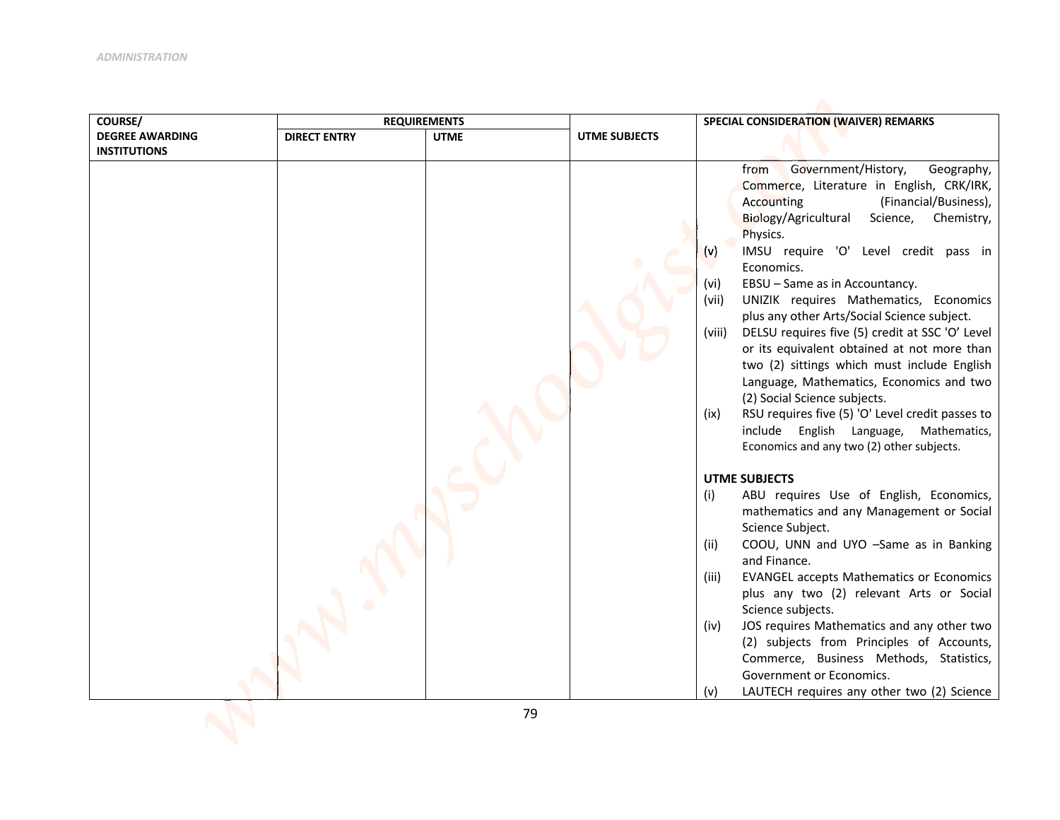| COURSE/ DEGREE AWARDING INSTITUTIONS | REQUIREMENTS | | UTME SUBJECTS | SPECIAL CONSIDERATION (WAIVER) REMARKS |
|---|---|---|---|---|
| | DIRECT ENTRY | UTME | | |
| | | | | from Government/History, Geography, Commerce, Literature in English, CRK/IRK, Accounting (Financial/Business), Biology/Agricultural Science, Chemistry, Physics.<br>(v) IMSU require 'O' Level credit pass in Economics.<br>(vi) EBSU – Same as in Accountancy.<br>(vii) UNIZIK requires Mathematics, Economics plus any other Arts/Social Science subject.<br>(viii) DELSU requires five (5) credit at SSC 'O' Level or its equivalent obtained at not more than two (2) sittings which must include English Language, Mathematics, Economics and two (2) Social Science subjects.<br>(ix) RSU requires five (5) 'O' Level credit passes to include English Language, Mathematics, Economics and any two (2) other subjects.<br><br>**UTME SUBJECTS**<br>(i) ABU requires Use of English, Economics, mathematics and any Management or Social Science Subject.<br>(ii) COOU, UNN and UYO –Same as in Banking and Finance.<br>(iii) EVANGEL accepts Mathematics or Economics plus any two (2) relevant Arts or Social Science subjects.<br>(iv) JOS requires Mathematics and any other two (2) subjects from Principles of Accounts, Commerce, Business Methods, Statistics, Government or Economics.<br>(v) LAUTECH requires any other two (2) Science |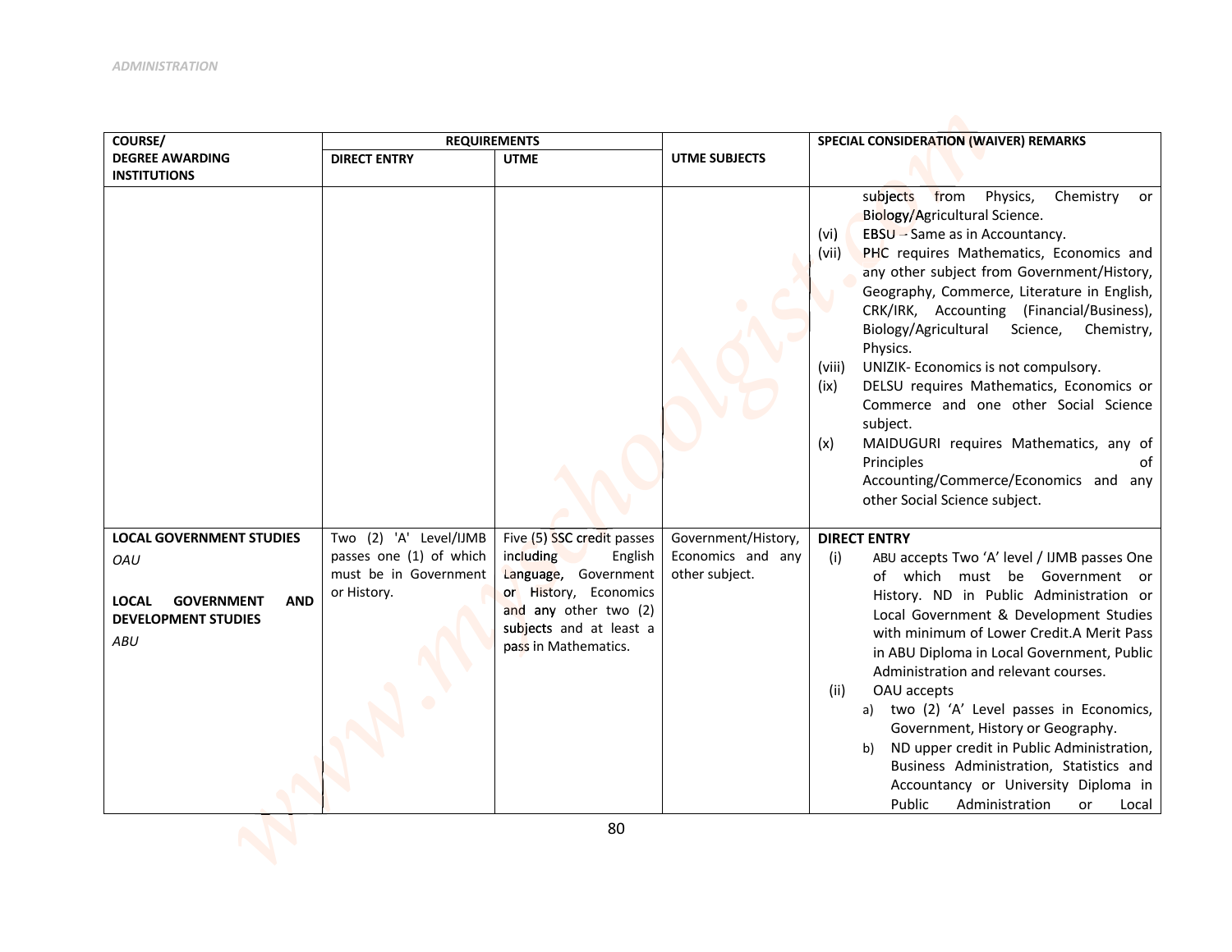| COURSE/ DEGREE AWARDING INSTITUTIONS | REQUIREMENTS | | UTME SUBJECTS | SPECIAL CONSIDERATION (WAIVER) REMARKS |
|---|---|---|---|---|
| | DIRECT ENTRY | UTME | | |
| | | | | subjects from Physics, Chemistry or Biology/Agricultural Science.<br>(vi) EBSU – Same as in Accountancy.<br>(vii) PHC requires Mathematics, Economics and any other subject from Government/History, Geography, Commerce, Literature in English, CRK/IRK, Accounting (Financial/Business), Biology/Agricultural Science, Chemistry, Physics.<br>(viii) UNIZIK- Economics is not compulsory.<br>(ix) DELSU requires Mathematics, Economics or Commerce and one other Social Science subject.<br>(x) MAIDUGURI requires Mathematics, any of Principles of Accounting/Commerce/Economics and any other Social Science subject. |
| **LOCAL GOVERNMENT STUDIES**<br>*OAU*<br><br>**LOCAL GOVERNMENT AND DEVELOPMENT STUDIES**<br>*ABU* | Two (2) 'A' Level/IJMB passes one (1) of which must be in Government or History. | Five (5) SSC credit passes including English Language, Government or History, Economics and any other two (2) subjects and at least a pass in Mathematics. | Government/History, Economics and any other subject. | **DIRECT ENTRY**<br>(i) ABU accepts Two 'A' level / IJMB passes One of which must be Government or History. ND in Public Administration or Local Government & Development Studies with minimum of Lower Credit.A Merit Pass in ABU Diploma in Local Government, Public Administration and relevant courses.<br>(ii) OAU accepts<br>a) two (2) 'A' Level passes in Economics, Government, History or Geography.<br>b) ND upper credit in Public Administration, Business Administration, Statistics and Accountancy or University Diploma in Public Administration or Local |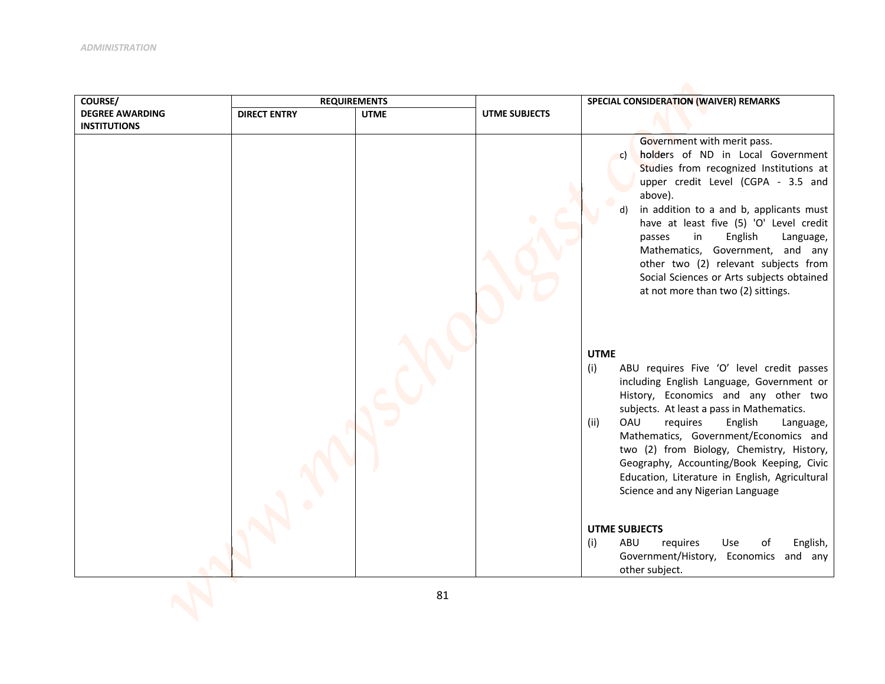| COURSE/ DEGREE AWARDING INSTITUTIONS | REQUIREMENTS | | UTME SUBJECTS | SPECIAL CONSIDERATION (WAIVER) REMARKS |
|---|---|---|---|---|
| | DIRECT ENTRY | UTME | | |
| | | | | Government with merit pass.<br>c) holders of ND in Local Government Studies from recognized Institutions at upper credit Level (CGPA - 3.5 and above).<br>d) in addition to a and b, applicants must have at least five (5) 'O' Level credit passes in English Language, Mathematics, Government, and any other two (2) relevant subjects from Social Sciences or Arts subjects obtained at not more than two (2) sittings.<br><br>**UTME**<br>(i) ABU requires Five 'O' level credit passes including English Language, Government or History, Economics and any other two subjects. At least a pass in Mathematics.<br>(ii) OAU requires English Language, Mathematics, Government/Economics and two (2) from Biology, Chemistry, History, Geography, Accounting/Book Keeping, Civic Education, Literature in English, Agricultural Science and any Nigerian Language<br><br>**UTME SUBJECTS**<br>(i) ABU requires Use of English, Government/History, Economics and any other subject. |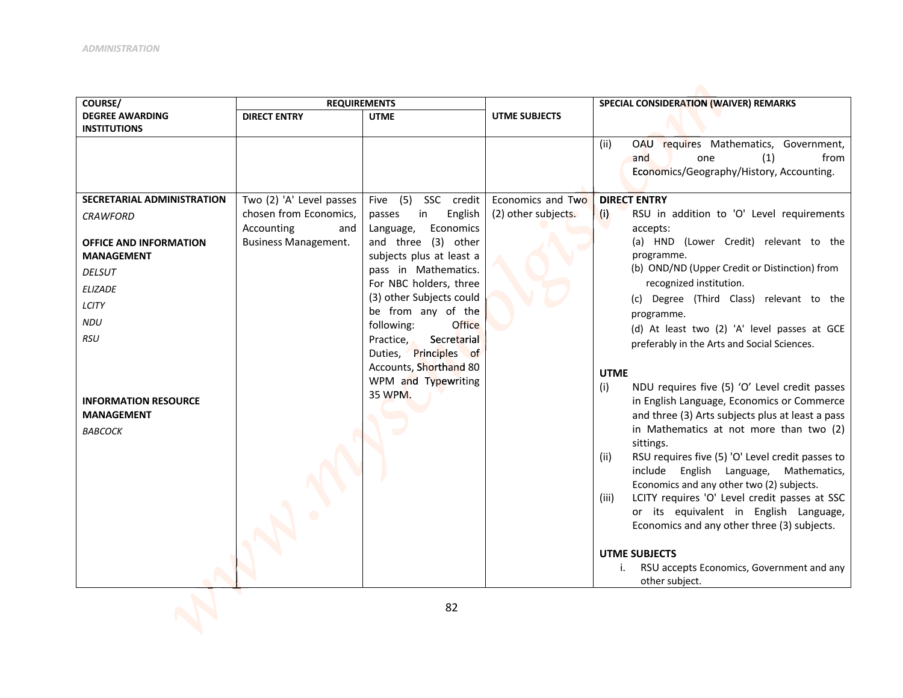| COURSE/ DEGREE AWARDING INSTITUTIONS | REQUIREMENTS | | UTME SUBJECTS | SPECIAL CONSIDERATION (WAIVER) REMARKS |
|---|---|---|---|---|
| | DIRECT ENTRY | UTME | | |
| | | | | (ii) OAU requires Mathematics, Government, and one (1) from Economics/Geography/History, Accounting. |
| **SECRETARIAL ADMINISTRATION** *CRAWFORD* <br><br> **OFFICE AND INFORMATION MANAGEMENT** *DELSUT* *ELIZADE* *LCITY* *NDU* *RSU* <br><br> **INFORMATION RESOURCE MANAGEMENT** *BABCOCK* | Two (2) 'A' Level passes chosen from Economics, Accounting and Business Management. | Five (5) SSC credit passes in English Language, Economics and three (3) other subjects plus at least a pass in Mathematics. For NBC holders, three (3) other Subjects could be from any of the following: Office Practice, Secretarial Duties, Principles of Accounts, Shorthand 80 WPM and Typewriting 35 WPM. | Economics and Two (2) other subjects. | **DIRECT ENTRY** <br> (i) RSU in addition to 'O' Level requirements accepts: <br> (a) HND (Lower Credit) relevant to the programme. <br> (b) OND/ND (Upper Credit or Distinction) from recognized institution. <br> (c) Degree (Third Class) relevant to the programme. <br> (d) At least two (2) 'A' level passes at GCE preferably in the Arts and Social Sciences. <br><br> **UTME** <br> (i) NDU requires five (5) 'O' Level credit passes in English Language, Economics or Commerce and three (3) Arts subjects plus at least a pass in Mathematics at not more than two (2) sittings. <br> (ii) RSU requires five (5) 'O' Level credit passes to include English Language, Mathematics, Economics and any other two (2) subjects. <br> (iii) LCITY requires 'O' Level credit passes at SSC or its equivalent in English Language, Economics and any other three (3) subjects. <br><br> **UTME SUBJECTS** <br> i. RSU accepts Economics, Government and any other subject. |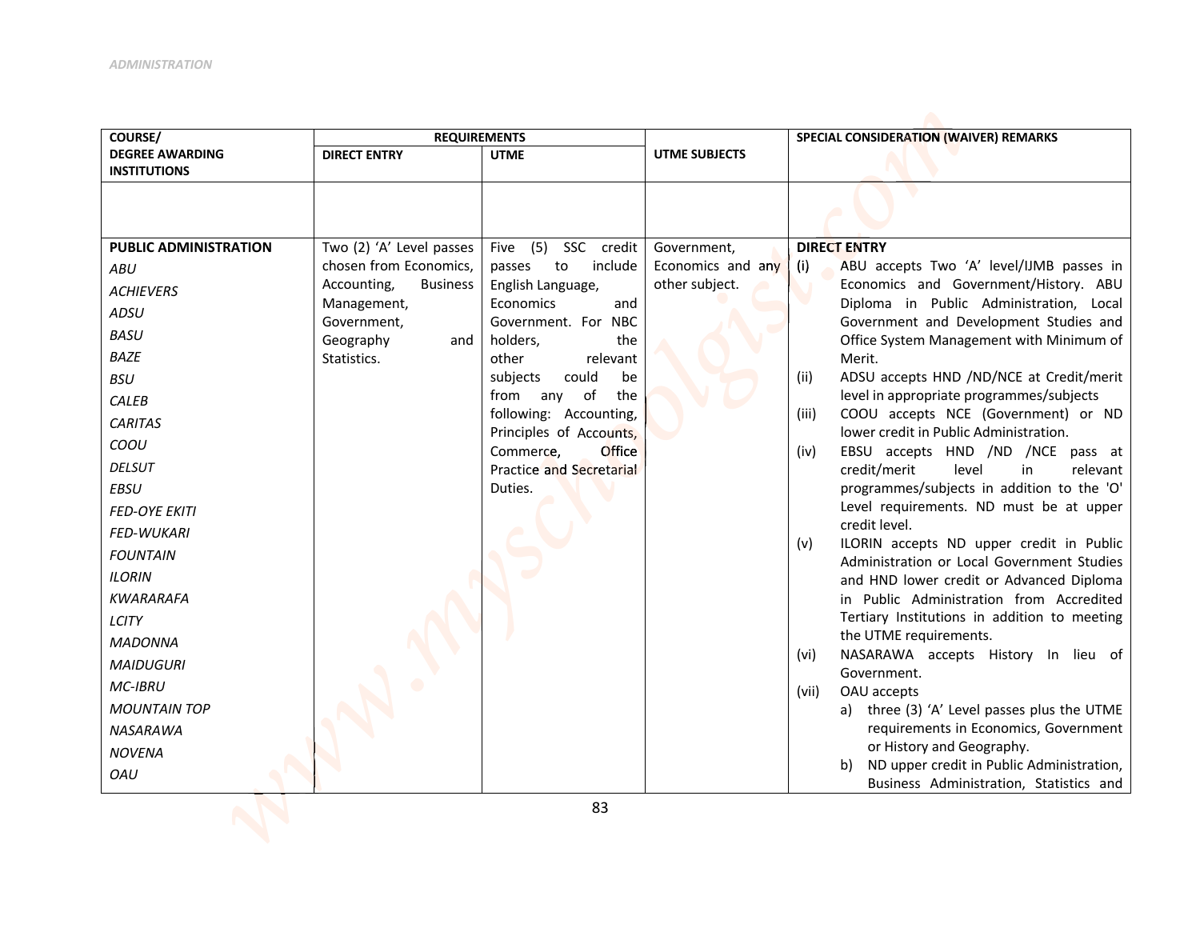| COURSE/ DEGREE AWARDING INSTITUTIONS | REQUIREMENTS | | UTME SUBJECTS | SPECIAL CONSIDERATION (WAIVER) REMARKS |
|---|---|---|---|---|
| | DIRECT ENTRY | UTME | | |
| | | | | |
| **PUBLIC ADMINISTRATION**<br>*ABU*<br>*ACHIEVERS*<br>*ADSU*<br>*BASU*<br>*BAZE*<br>*BSU*<br>*CALEB*<br>*CARITAS*<br>*COOU*<br>*DELSUT*<br>*EBSU*<br>*FED-OYE EKITI*<br>*FED-WUKARI*<br>*FOUNTAIN*<br>*ILORIN*<br>*KWARARAFA*<br>*LCITY*<br>*MADONNA*<br>*MAIDUGURI*<br>*MC-IBRU*<br>*MOUNTAIN TOP*<br>*NASARAWA*<br>*NOVENA*<br>*OAU* | Two (2) 'A' Level passes chosen from Economics, Accounting, Business Management, Government, Geography and Statistics. | Five (5) SSC credit passes to include English Language, Economics and Government. For NBC holders, the other relevant subjects could be from any of the following: Accounting, Principles of Accounts, Commerce, Office Practice and Secretarial Duties. | Government, Economics and any other subject. | **DIRECT ENTRY**<br>(i) ABU accepts Two 'A' level/IJMB passes in Economics and Government/History. ABU Diploma in Public Administration, Local Government and Development Studies and Office System Management with Minimum of Merit.<br>(ii) ADSU accepts HND /ND/NCE at Credit/merit level in appropriate programmes/subjects<br>(iii) COOU accepts NCE (Government) or ND lower credit in Public Administration.<br>(iv) EBSU accepts HND /ND /NCE pass at credit/merit level in relevant programmes/subjects in addition to the 'O' Level requirements. ND must be at upper credit level.<br>(v) ILORIN accepts ND upper credit in Public Administration or Local Government Studies and HND lower credit or Advanced Diploma in Public Administration from Accredited Tertiary Institutions in addition to meeting the UTME requirements.<br>(vi) NASARAWA accepts History In lieu of Government.<br>(vii) OAU accepts<br>a) three (3) 'A' Level passes plus the UTME requirements in Economics, Government or History and Geography.<br>b) ND upper credit in Public Administration, Business Administration, Statistics and |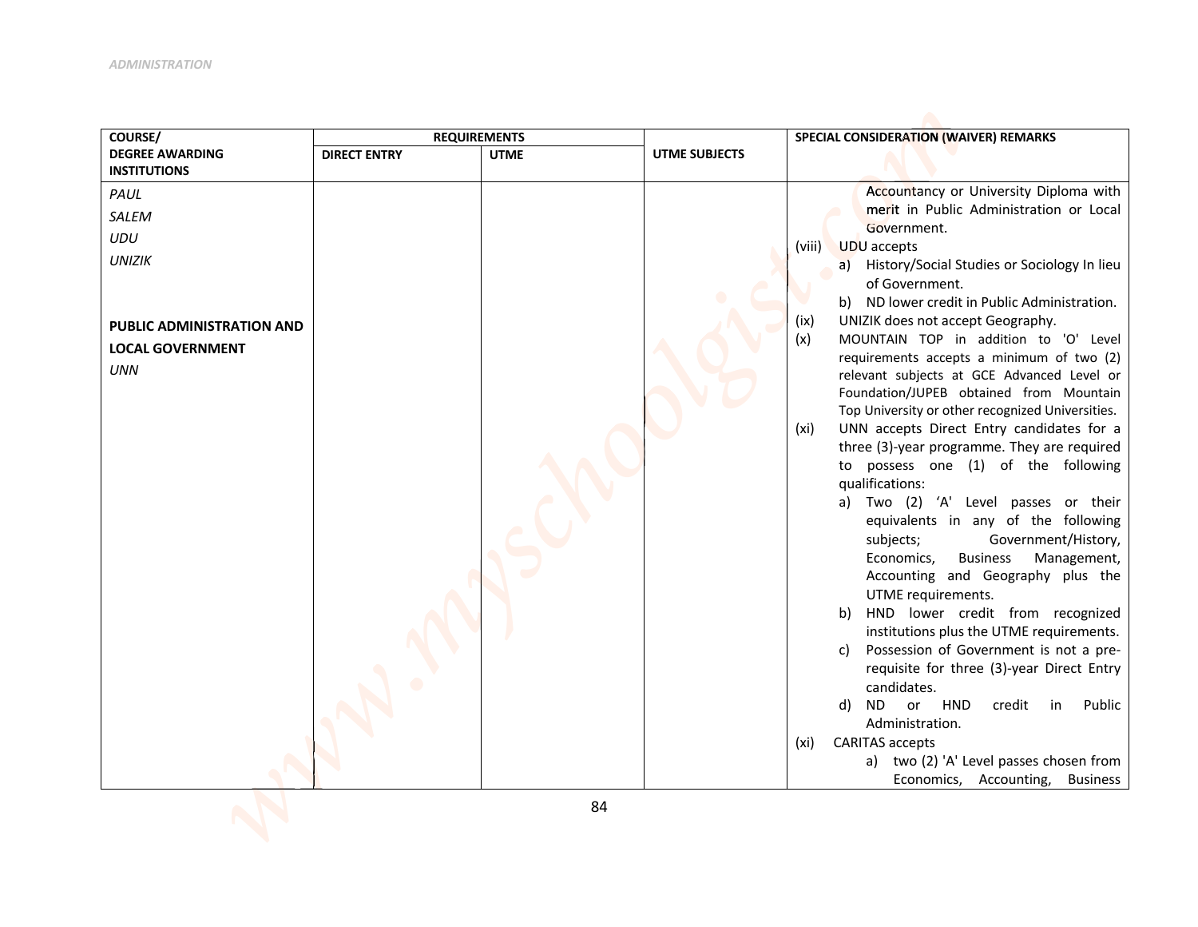| COURSE/ DEGREE AWARDING INSTITUTIONS | REQUIREMENTS | | UTME SUBJECTS | SPECIAL CONSIDERATION (WAIVER) REMARKS |
|---|---|---|---|---|
| | DIRECT ENTRY | UTME | | |
| *PAUL*<br>*SALEM*<br>*UDU*<br>*UNIZIK*<br><br>**PUBLIC ADMINISTRATION AND LOCAL GOVERNMENT**<br>*UNN* | | | | Accountancy or University Diploma with merit in Public Administration or Local Government.<br>(viii) UDU accepts<br>a) History/Social Studies or Sociology In lieu of Government.<br>b) ND lower credit in Public Administration.<br>(ix) UNIZIK does not accept Geography.<br>(x) MOUNTAIN TOP in addition to 'O' Level requirements accepts a minimum of two (2) relevant subjects at GCE Advanced Level or Foundation/JUPEB obtained from Mountain Top University or other recognized Universities.<br>(xi) UNN accepts Direct Entry candidates for a three (3)-year programme. They are required to possess one (1) of the following qualifications:<br>a) Two (2) 'A' Level passes or their equivalents in any of the following subjects; Government/History, Economics, Business Management, Accounting and Geography plus the UTME requirements.<br>b) HND lower credit from recognized institutions plus the UTME requirements.<br>c) Possession of Government is not a pre-requisite for three (3)-year Direct Entry candidates.<br>d) ND or HND credit in Public Administration.<br>(xi) CARITAS accepts<br>a) two (2) 'A' Level passes chosen from Economics, Accounting, Business |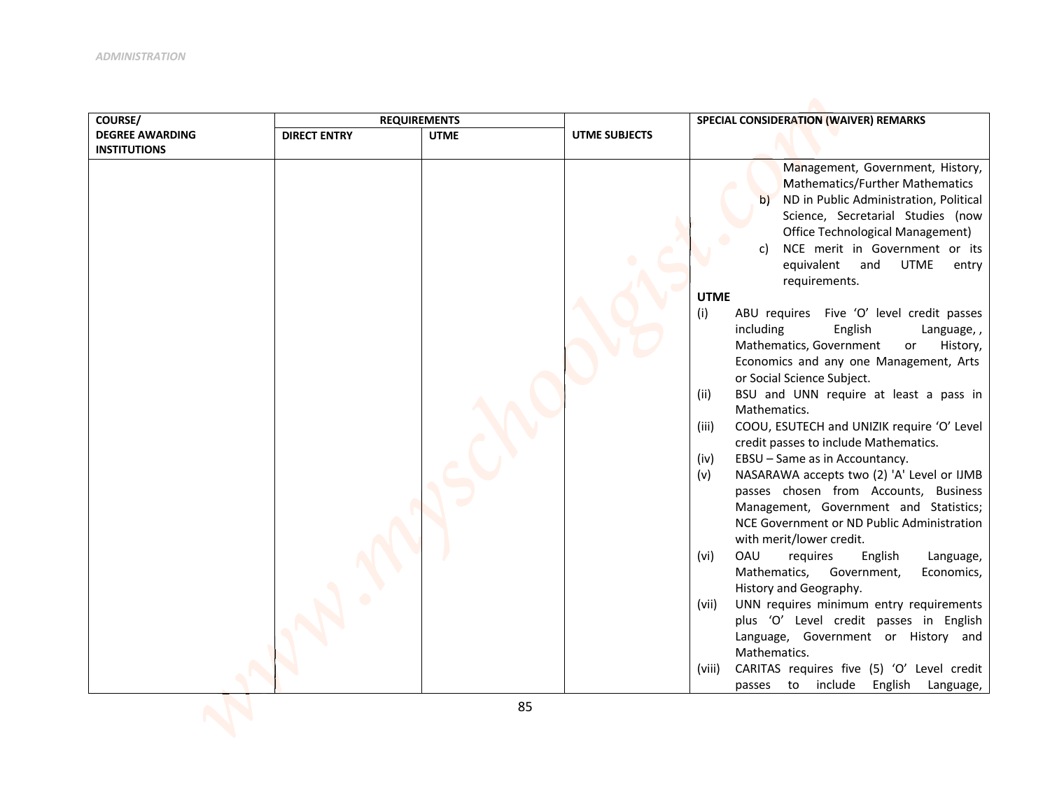| COURSE/ DEGREE AWARDING INSTITUTIONS | REQUIREMENTS | | UTME SUBJECTS | SPECIAL CONSIDERATION (WAIVER) REMARKS |
|---|---|---|---|---|
| | DIRECT ENTRY | UTME | | |
| | | | | Management, Government, History, Mathematics/Further Mathematics<br>b) ND in Public Administration, Political Science, Secretarial Studies (now Office Technological Management)<br>c) NCE merit in Government or its equivalent and UTME entry requirements.<br>**UTME**<br>(i) ABU requires Five 'O' level credit passes including English Language, , Mathematics, Government or History, Economics and any one Management, Arts or Social Science Subject.<br>(ii) BSU and UNN require at least a pass in Mathematics.<br>(iii) COOU, ESUTECH and UNIZIK require 'O' Level credit passes to include Mathematics.<br>(iv) EBSU – Same as in Accountancy.<br>(v) NASARAWA accepts two (2) 'A' Level or IJMB passes chosen from Accounts, Business Management, Government and Statistics; NCE Government or ND Public Administration with merit/lower credit.<br>(vi) OAU requires English Language, Mathematics, Government, Economics, History and Geography.<br>(vii) UNN requires minimum entry requirements plus 'O' Level credit passes in English Language, Government or History and Mathematics.<br>(viii) CARITAS requires five (5) 'O' Level credit passes to include English Language, |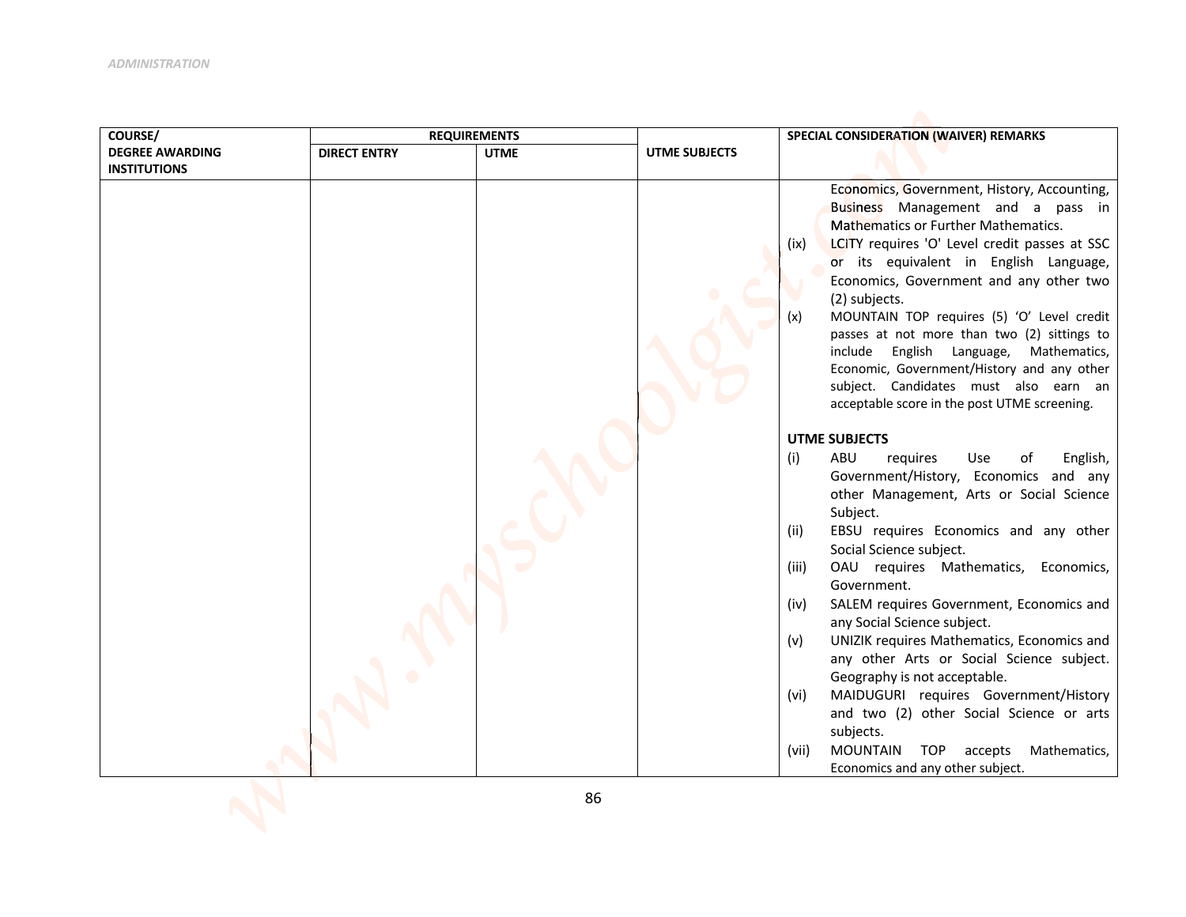| COURSE/ DEGREE AWARDING INSTITUTIONS | REQUIREMENTS | | UTME SUBJECTS | SPECIAL CONSIDERATION (WAIVER) REMARKS |
|---|---|---|---|---|
| | DIRECT ENTRY | UTME | | |
| | | | | Economics, Government, History, Accounting, Business Management and a pass in Mathematics or Further Mathematics.<br>(ix) LCITY requires 'O' Level credit passes at SSC or its equivalent in English Language, Economics, Government and any other two (2) subjects.<br>(x) MOUNTAIN TOP requires (5) 'O' Level credit passes at not more than two (2) sittings to include English Language, Mathematics, Economic, Government/History and any other subject. Candidates must also earn an acceptable score in the post UTME screening.<br><br>**UTME SUBJECTS**<br>(i) ABU requires Use of English, Government/History, Economics and any other Management, Arts or Social Science Subject.<br>(ii) EBSU requires Economics and any other Social Science subject.<br>(iii) OAU requires Mathematics, Economics, Government.<br>(iv) SALEM requires Government, Economics and any Social Science subject.<br>(v) UNIZIK requires Mathematics, Economics and any other Arts or Social Science subject. Geography is not acceptable.<br>(vi) MAIDUGURI requires Government/History and two (2) other Social Science or arts subjects.<br>(vii) MOUNTAIN TOP accepts Mathematics, Economics and any other subject. |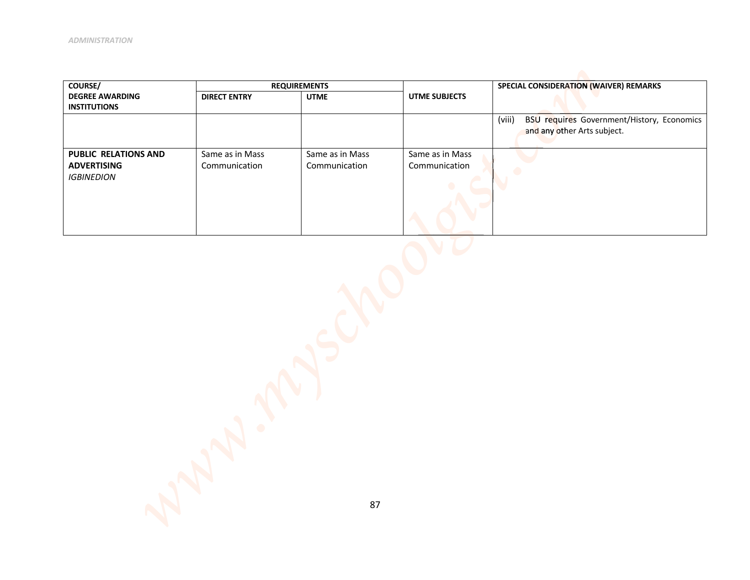| COURSE/ DEGREE AWARDING INSTITUTIONS | REQUIREMENTS | | UTME SUBJECTS | SPECIAL CONSIDERATION (WAIVER) REMARKS |
|---|---|---|---|---|
| | DIRECT ENTRY | UTME | | |
| | | | | (viii) BSU requires Government/History, Economics and any other Arts subject. |
| **PUBLIC RELATIONS AND ADVERTISING** *IGBINEDION* | Same as in Mass Communication | Same as in Mass Communication | Same as in Mass Communication | |